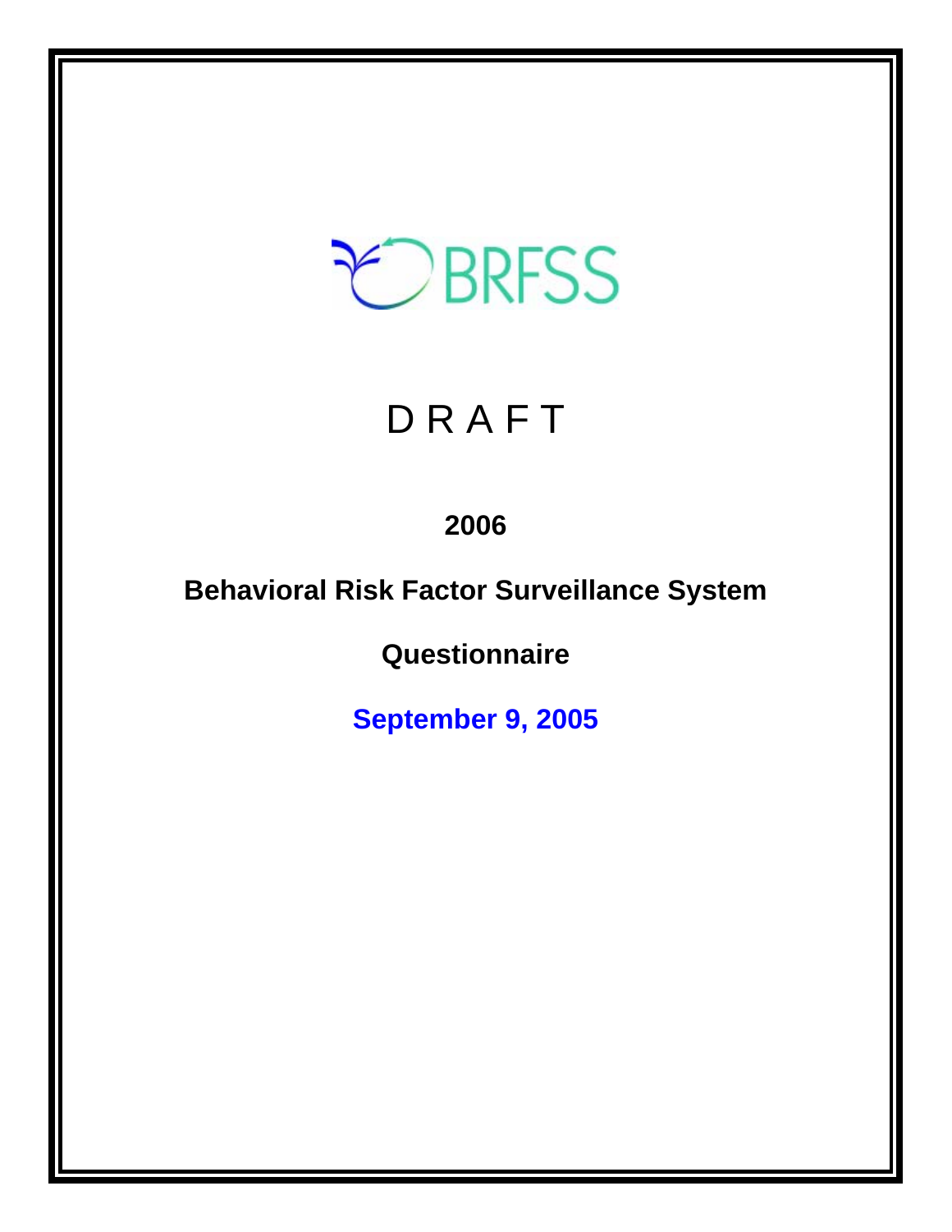BRFSS

# D R A F T

**2006**

**Behavioral Risk Factor Surveillance System**

**Questionnaire**

**September 9, 2005**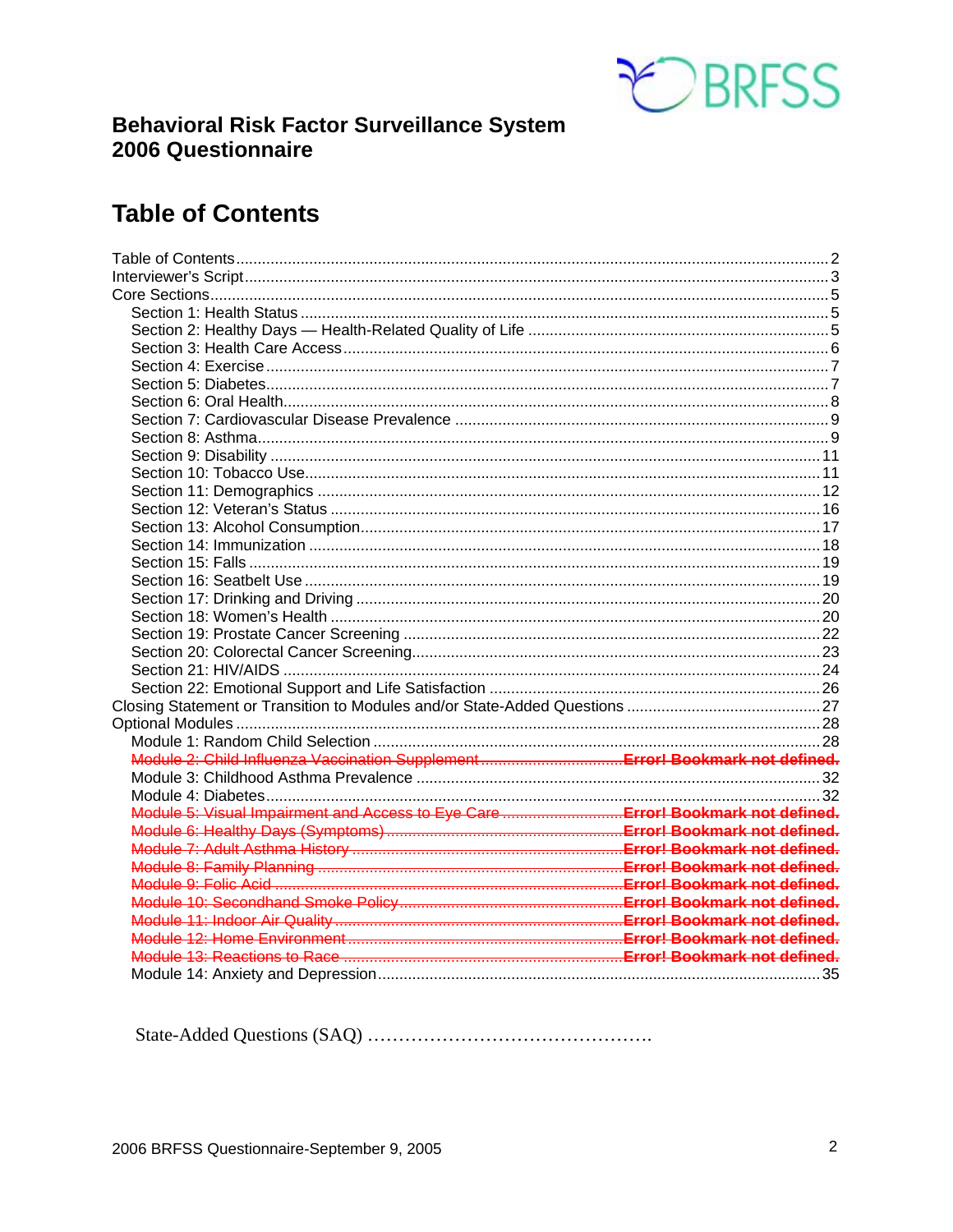# Behavioral Risk Factor Surveillance System 2006 Questionnaire

## Table of Contents

Table of Contents ........................................................ 2
Interviewer's Script ........................................................ 3
Core Sections ........................................................ 5
- Section 1: Health Status ........................................................ 5
- Section 2: Healthy Days — Health-Related Quality of Life ........................................................ 5
- Section 3: Health Care Access ........................................................ 6
- Section 4: Exercise ........................................................ 7
- Section 5: Diabetes ........................................................ 7
- Section 6: Oral Health ........................................................ 8
- Section 7: Cardiovascular Disease Prevalence ........................................................ 9
- Section 8: Asthma ........................................................ 9
- Section 9: Disability ........................................................ 11
- Section 10: Tobacco Use ........................................................ 11
- Section 11: Demographics ........................................................ 12
- Section 12: Veteran's Status ........................................................ 16
- Section 13: Alcohol Consumption ........................................................ 17
- Section 14: Immunization ........................................................ 18
- Section 15: Falls ........................................................ 19
- Section 16: Seatbelt Use ........................................................ 19
- Section 17: Drinking and Driving ........................................................ 20
- Section 18: Women's Health ........................................................ 20
- Section 19: Prostate Cancer Screening ........................................................ 22
- Section 20: Colorectal Cancer Screening ........................................................ 23
- Section 21: HIV/AIDS ........................................................ 24
- Section 22: Emotional Support and Life Satisfaction ........................................................ 26

Closing Statement or Transition to Modules and/or State-Added Questions ........................................................ 27
Optional Modules ........................................................ 28
- Module 1: Random Child Selection ........................................................ 28
- ~~Module 2: Child Influenza Vaccination Supplement ........................................................ Error! Bookmark not defined.~~
- Module 3: Childhood Asthma Prevalence ........................................................ 32
- Module 4: Diabetes ........................................................ 32
- ~~Module 5: Visual Impairment and Access to Eye Care ........................................................ Error! Bookmark not defined.~~
- ~~Module 6: Healthy Days (Symptoms) ........................................................ Error! Bookmark not defined.~~
- ~~Module 7: Adult Asthma History ........................................................ Error! Bookmark not defined.~~
- ~~Module 8: Family Planning ........................................................ Error! Bookmark not defined.~~
- ~~Module 9: Folic Acid ........................................................ Error! Bookmark not defined.~~
- ~~Module 10: Secondhand Smoke Policy ........................................................ Error! Bookmark not defined.~~
- ~~Module 11: Indoor Air Quality ........................................................ Error! Bookmark not defined.~~
- ~~Module 12: Home Environment ........................................................ Error! Bookmark not defined.~~
- ~~Module 13: Reactions to Race ........................................................ Error! Bookmark not defined.~~
- Module 14: Anxiety and Depression ........................................................ 35

State-Added Questions (SAQ) ……………………………………….

2006 BRFSS Questionnaire-September 9, 2005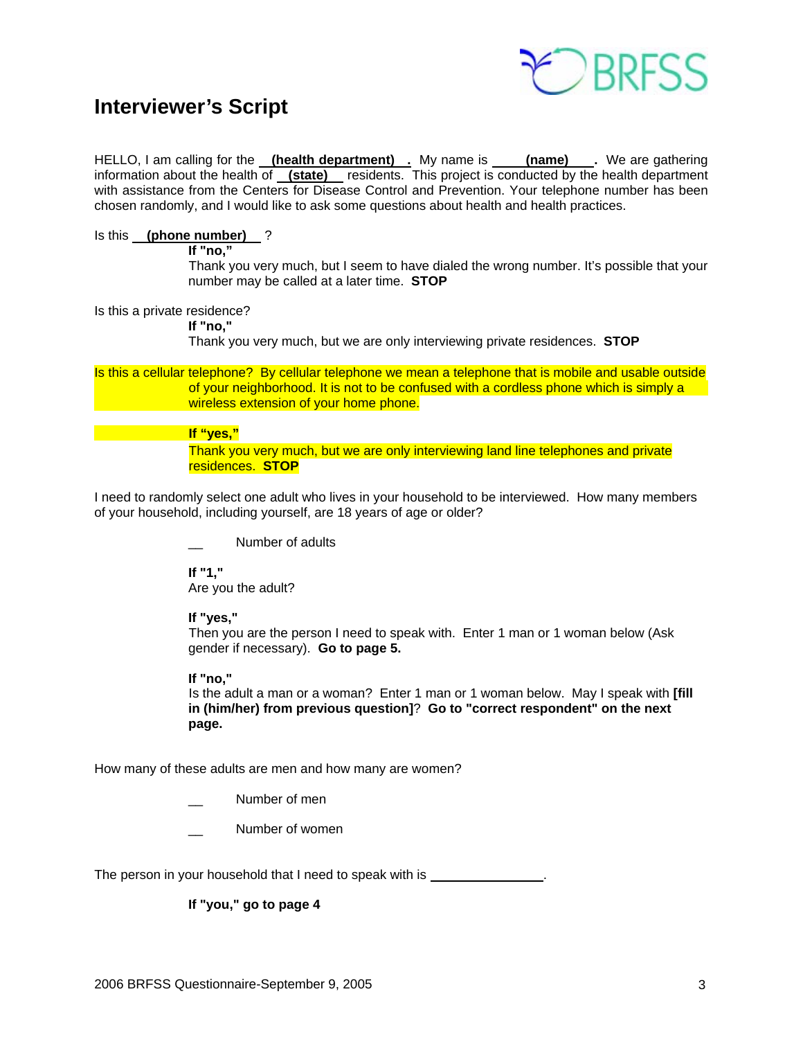# Interviewer's Script

HELLO, I am calling for the **(health department)**. My name is **(name)**. We are gathering information about the health of **(state)** residents. This project is conducted by the health department with assistance from the Centers for Disease Control and Prevention. Your telephone number has been chosen randomly, and I would like to ask some questions about health and health practices.

Is this **(phone number)** ?

> **If "no,"**
> Thank you very much, but I seem to have dialed the wrong number. It's possible that your number may be called at a later time. **STOP**

Is this a private residence?

> **If "no,"**
> Thank you very much, but we are only interviewing private residences. **STOP**

Is this a cellular telephone? By cellular telephone we mean a telephone that is mobile and usable outside of your neighborhood. It is not to be confused with a cordless phone which is simply a wireless extension of your home phone.

> **If "yes,"**
> Thank you very much, but we are only interviewing land line telephones and private residences. **STOP**

I need to randomly select one adult who lives in your household to be interviewed. How many members of your household, including yourself, are 18 years of age or older?

> __ Number of adults
>
> **If "1,"**
> Are you the adult?
>
> **If "yes,"**
> Then you are the person I need to speak with. Enter 1 man or 1 woman below (Ask gender if necessary). **Go to page 5.**
>
> **If "no,"**
> Is the adult a man or a woman? Enter 1 man or 1 woman below. May I speak with **[fill in (him/her) from previous question]**? **Go to "correct respondent" on the next page.**

How many of these adults are men and how many are women?

> __ Number of men
>
> __ Number of women

The person in your household that I need to speak with is ________________.

> **If "you," go to page 4**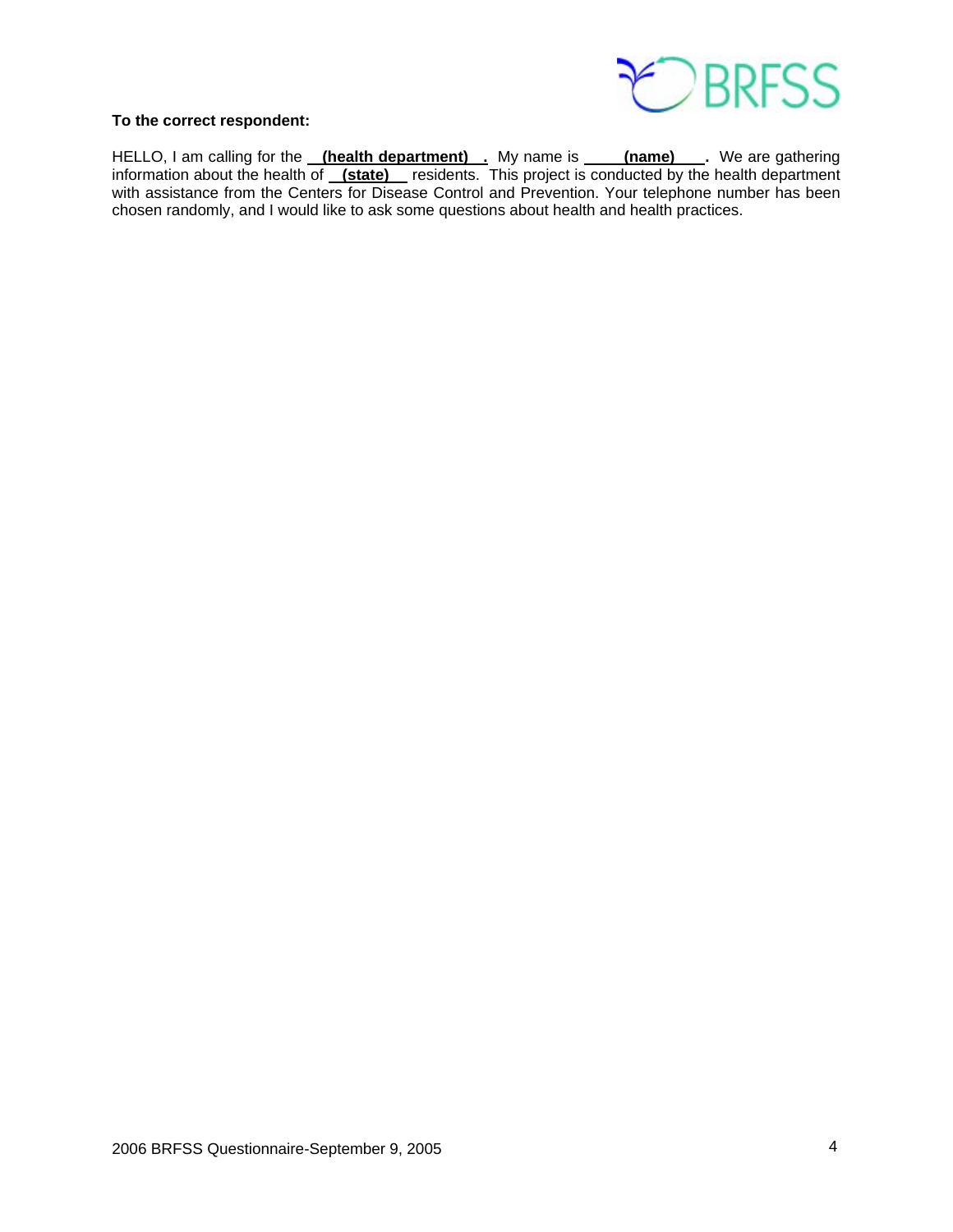**To the correct respondent:**

HELLO, I am calling for the **(health department)**. My name is **(name)**. We are gathering information about the health of **(state)** residents. This project is conducted by the health department with assistance from the Centers for Disease Control and Prevention. Your telephone number has been chosen randomly, and I would like to ask some questions about health and health practices.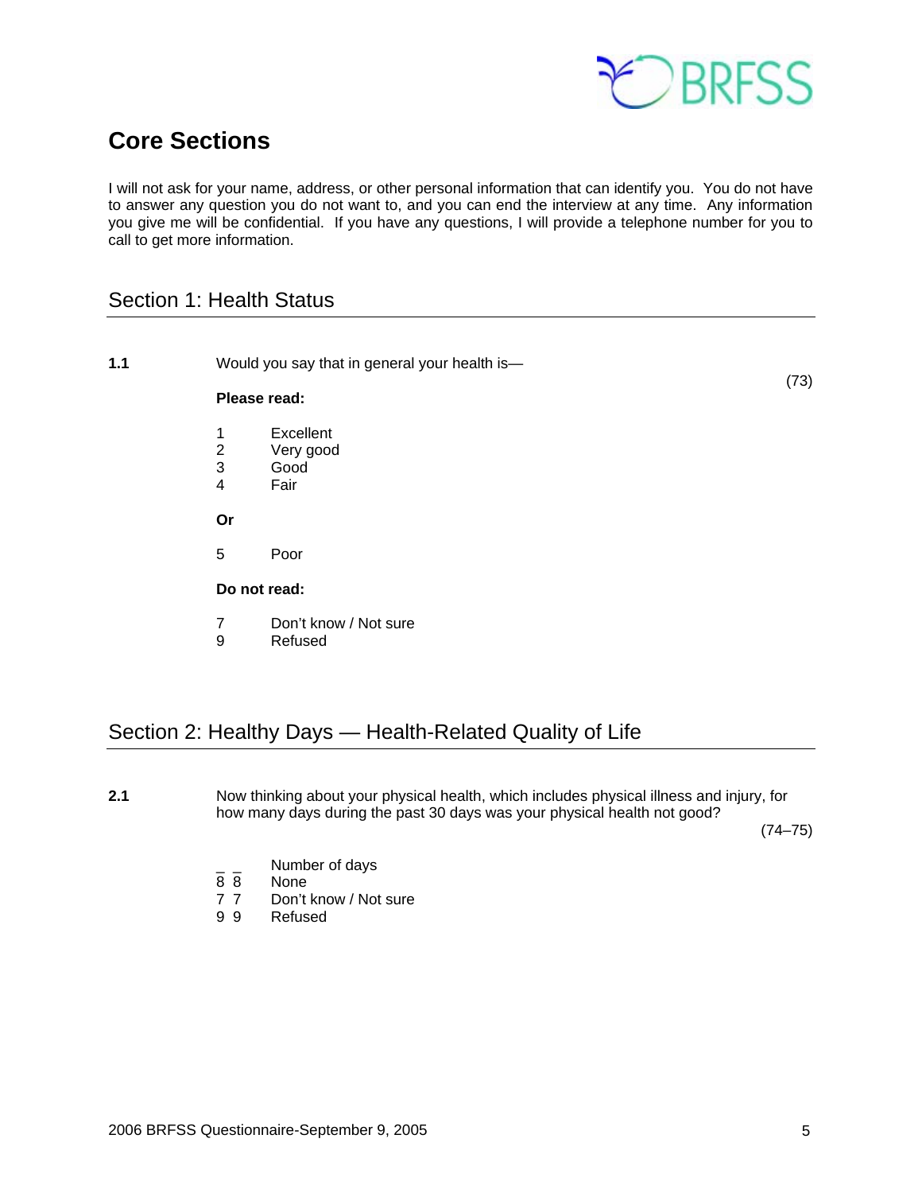# Core Sections

I will not ask for your name, address, or other personal information that can identify you. You do not have to answer any question you do not want to, and you can end the interview at any time. Any information you give me will be confidential. If you have any questions, I will provide a telephone number for you to call to get more information.

## Section 1: Health Status

**1.1** Would you say that in general your health is— (73)

**Please read:**

1 Excellent
2 Very good
3 Good
4 Fair

**Or**

5 Poor

**Do not read:**

7 Don't know / Not sure
9 Refused

## Section 2: Healthy Days — Health-Related Quality of Life

**2.1** Now thinking about your physical health, which includes physical illness and injury, for how many days during the past 30 days was your physical health not good? (74–75)

_ _ Number of days
8 8 None
7 7 Don't know / Not sure
9 9 Refused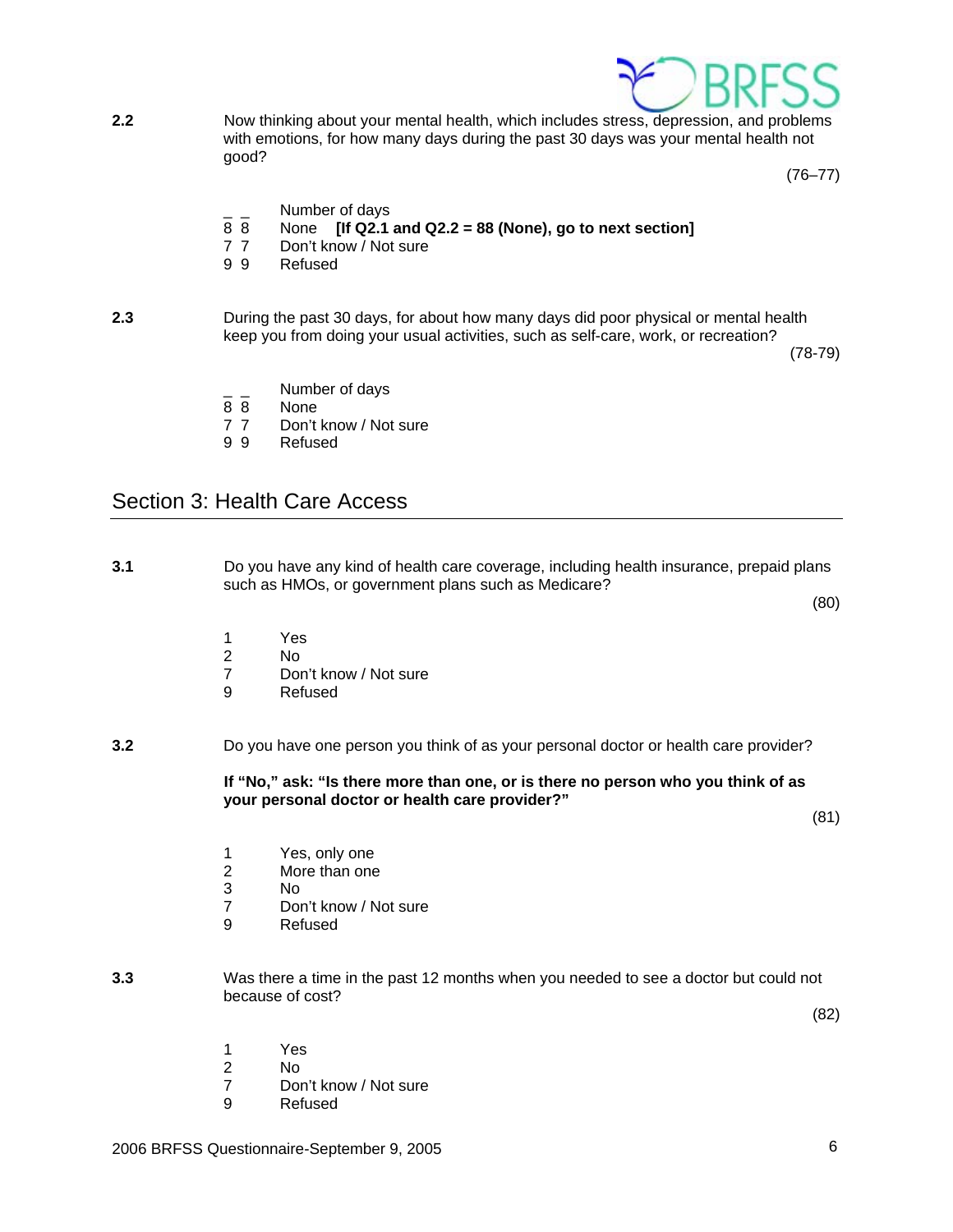**2.2** Now thinking about your mental health, which includes stress, depression, and problems with emotions, for how many days during the past 30 days was your mental health not good?

(76–77)

_ _ Number of days
8 8 None **[If Q2.1 and Q2.2 = 88 (None), go to next section]**
7 7 Don't know / Not sure
9 9 Refused

**2.3** During the past 30 days, for about how many days did poor physical or mental health keep you from doing your usual activities, such as self-care, work, or recreation?

(78-79)

_ _ Number of days
8 8 None
7 7 Don't know / Not sure
9 9 Refused

## Section 3: Health Care Access

**3.1** Do you have any kind of health care coverage, including health insurance, prepaid plans such as HMOs, or government plans such as Medicare?

(80)

1 Yes
2 No
7 Don't know / Not sure
9 Refused

**3.2** Do you have one person you think of as your personal doctor or health care provider?

**If "No," ask: "Is there more than one, or is there no person who you think of as your personal doctor or health care provider?"**

(81)

1 Yes, only one
2 More than one
3 No
7 Don't know / Not sure
9 Refused

**3.3** Was there a time in the past 12 months when you needed to see a doctor but could not because of cost?

(82)

1 Yes
2 No
7 Don't know / Not sure
9 Refused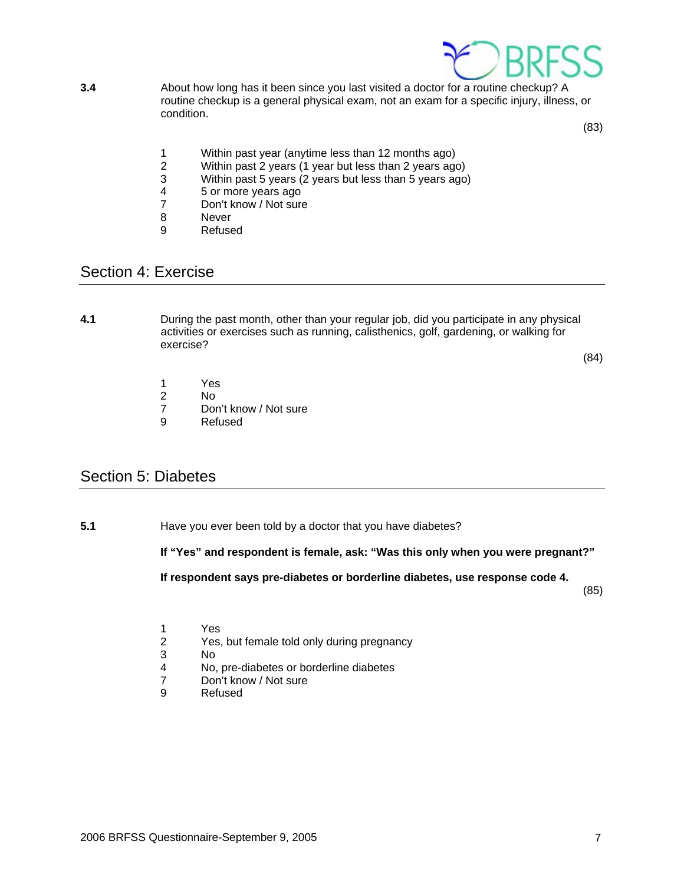**3.4** About how long has it been since you last visited a doctor for a routine checkup? A routine checkup is a general physical exam, not an exam for a specific injury, illness, or condition.

(83)

1 Within past year (anytime less than 12 months ago)
2 Within past 2 years (1 year but less than 2 years ago)
3 Within past 5 years (2 years but less than 5 years ago)
4 5 or more years ago
7 Don't know / Not sure
8 Never
9 Refused

## Section 4: Exercise

**4.1** During the past month, other than your regular job, did you participate in any physical activities or exercises such as running, calisthenics, golf, gardening, or walking for exercise?

(84)

1 Yes
2 No
7 Don't know / Not sure
9 Refused

## Section 5: Diabetes

**5.1** Have you ever been told by a doctor that you have diabetes?

**If "Yes" and respondent is female, ask: "Was this only when you were pregnant?"**

**If respondent says pre-diabetes or borderline diabetes, use response code 4.**

(85)

1 Yes
2 Yes, but female told only during pregnancy
3 No
4 No, pre-diabetes or borderline diabetes
7 Don't know / Not sure
9 Refused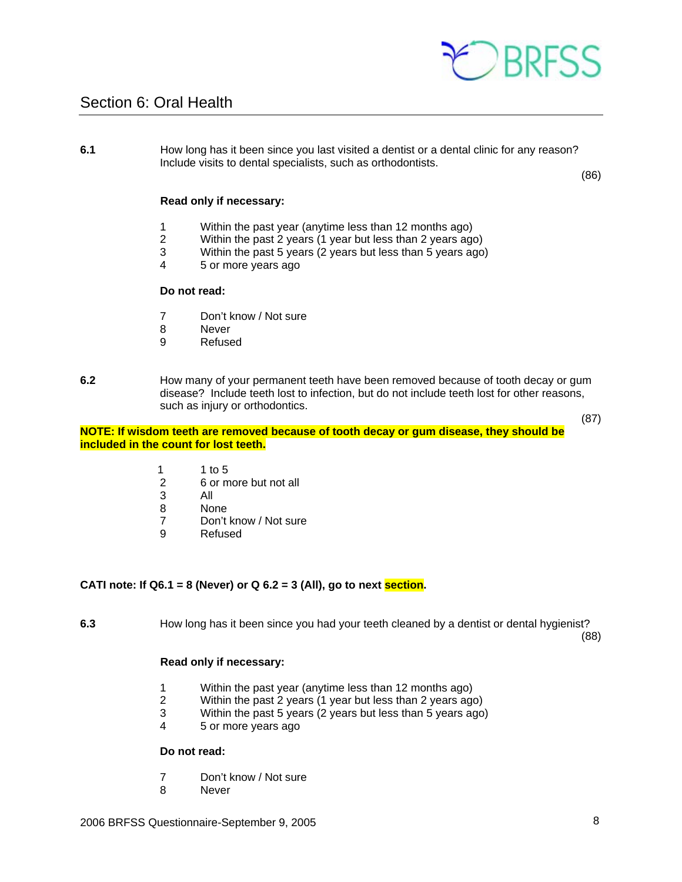## Section 6: Oral Health

**6.1** How long has it been since you last visited a dentist or a dental clinic for any reason? Include visits to dental specialists, such as orthodontists.

(86)

**Read only if necessary:**

1 Within the past year (anytime less than 12 months ago)
2 Within the past 2 years (1 year but less than 2 years ago)
3 Within the past 5 years (2 years but less than 5 years ago)
4 5 or more years ago

**Do not read:**

7 Don't know / Not sure
8 Never
9 Refused

**6.2** How many of your permanent teeth have been removed because of tooth decay or gum disease? Include teeth lost to infection, but do not include teeth lost for other reasons, such as injury or orthodontics.

(87)

**NOTE: If wisdom teeth are removed because of tooth decay or gum disease, they should be included in the count for lost teeth.**

1 1 to 5
2 6 or more but not all
3 All
8 None
7 Don't know / Not sure
9 Refused

**CATI note: If Q6.1 = 8 (Never) or Q 6.2 = 3 (All), go to next section.**

**6.3** How long has it been since you had your teeth cleaned by a dentist or dental hygienist?

(88)

**Read only if necessary:**

1 Within the past year (anytime less than 12 months ago)
2 Within the past 2 years (1 year but less than 2 years ago)
3 Within the past 5 years (2 years but less than 5 years ago)
4 5 or more years ago

**Do not read:**

7 Don't know / Not sure
8 Never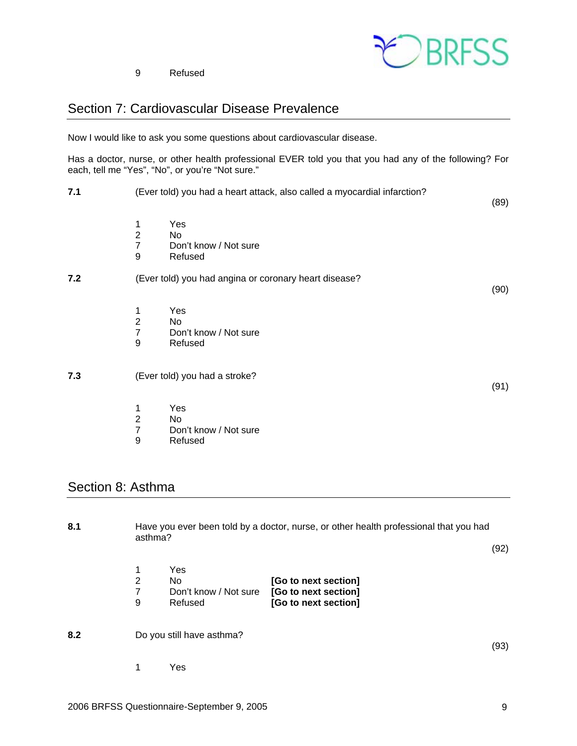9 Refused

## Section 7: Cardiovascular Disease Prevalence

Now I would like to ask you some questions about cardiovascular disease.

Has a doctor, nurse, or other health professional EVER told you that you had any of the following? For each, tell me "Yes", "No", or you're "Not sure."

**7.1** (Ever told) you had a heart attack, also called a myocardial infarction? (89)

1 Yes
2 No
7 Don't know / Not sure
9 Refused

**7.2** (Ever told) you had angina or coronary heart disease? (90)

1 Yes
2 No
7 Don't know / Not sure
9 Refused

**7.3** (Ever told) you had a stroke? (91)

1 Yes
2 No
7 Don't know / Not sure
9 Refused

## Section 8: Asthma

**8.1** Have you ever been told by a doctor, nurse, or other health professional that you had asthma? (92)

1 Yes
2 No **[Go to next section]**
7 Don't know / Not sure **[Go to next section]**
9 Refused **[Go to next section]**

**8.2** Do you still have asthma? (93)

1 Yes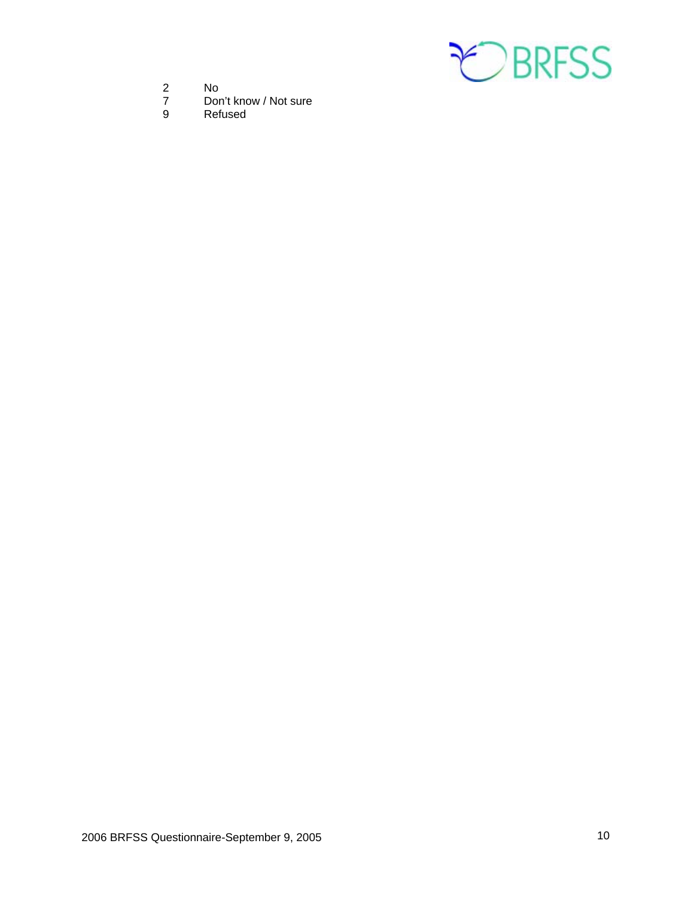2 No
7 Don't know / Not sure
9 Refused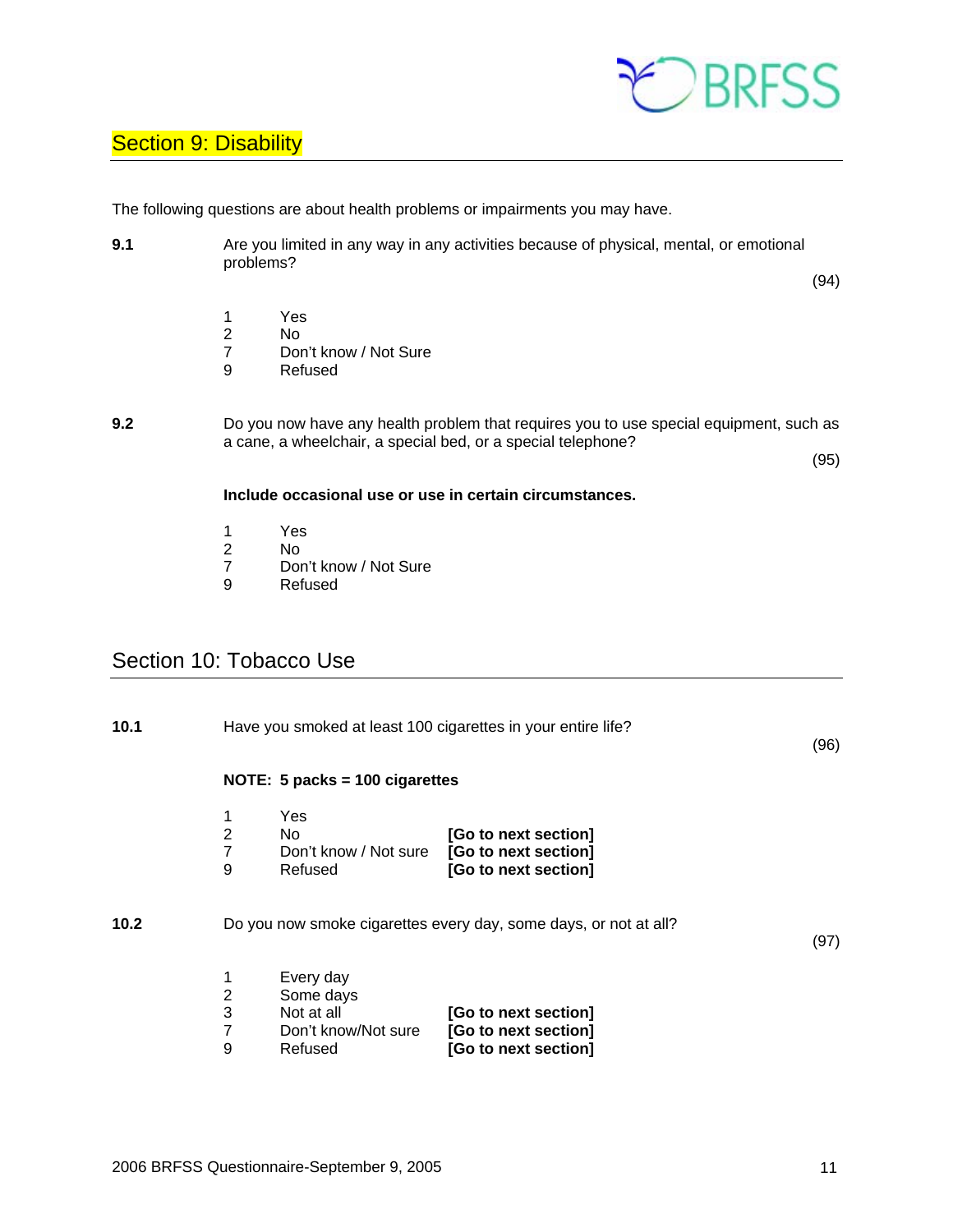## Section 9: Disability

The following questions are about health problems or impairments you may have.

**9.1** Are you limited in any way in any activities because of physical, mental, or emotional problems?

(94)

1 Yes
2 No
7 Don't know / Not Sure
9 Refused

**9.2** Do you now have any health problem that requires you to use special equipment, such as a cane, a wheelchair, a special bed, or a special telephone?

(95)

**Include occasional use or use in certain circumstances.**

1 Yes
2 No
7 Don't know / Not Sure
9 Refused

## Section 10: Tobacco Use

**10.1** Have you smoked at least 100 cigarettes in your entire life?

(96)

**NOTE: 5 packs = 100 cigarettes**

1 Yes
2 No **[Go to next section]**
7 Don't know / Not sure **[Go to next section]**
9 Refused **[Go to next section]**

**10.2** Do you now smoke cigarettes every day, some days, or not at all?

(97)

1 Every day
2 Some days
3 Not at all **[Go to next section]**
7 Don't know/Not sure **[Go to next section]**
9 Refused **[Go to next section]**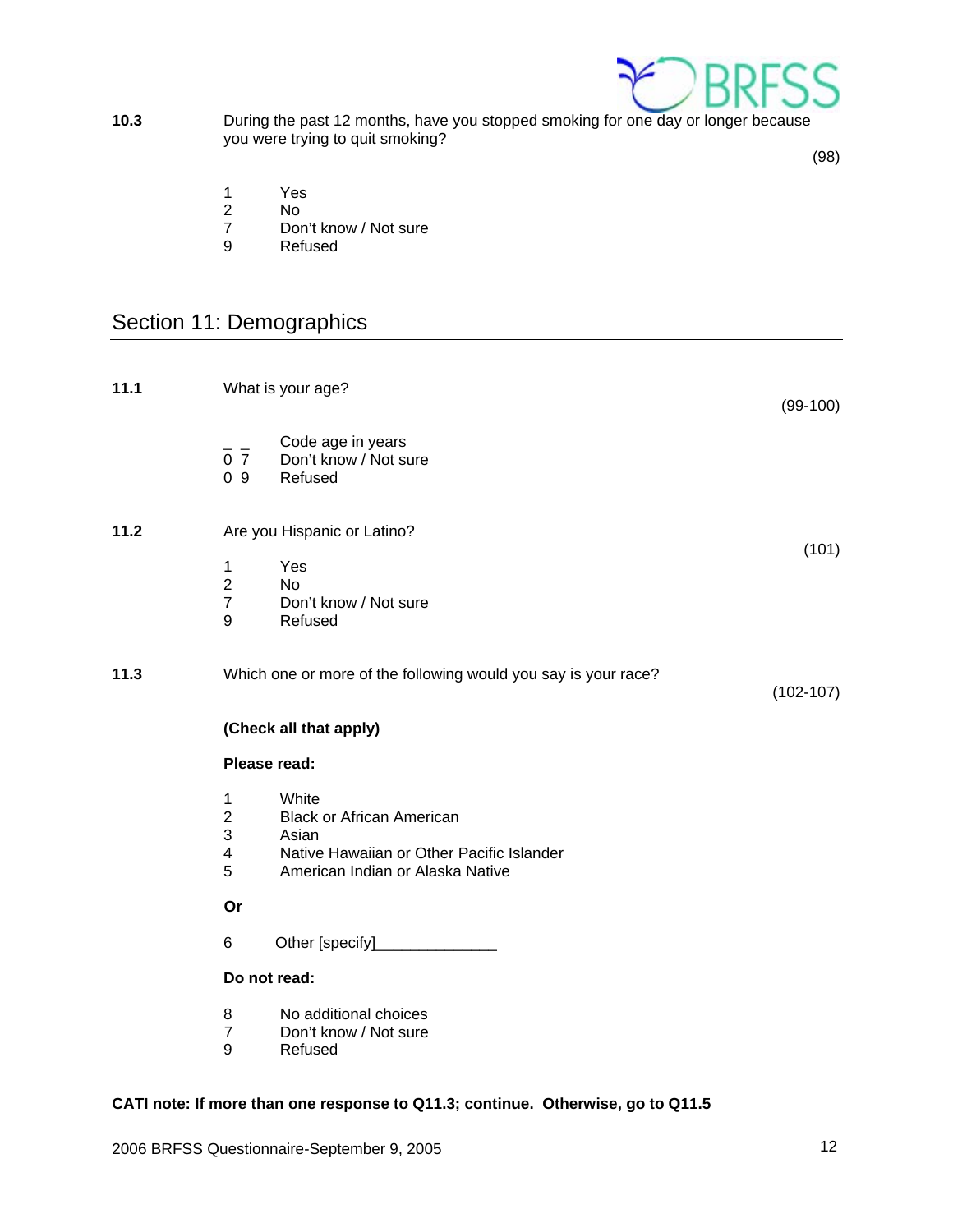**10.3** During the past 12 months, have you stopped smoking for one day or longer because you were trying to quit smoking?

(98)

1 Yes
2 No
7 Don't know / Not sure
9 Refused

## Section 11: Demographics

**11.1** What is your age?

(99-100)

_ _ Code age in years
0 7 Don't know / Not sure
0 9 Refused

**11.2** Are you Hispanic or Latino?

(101)

1 Yes
2 No
7 Don't know / Not sure
9 Refused

**11.3** Which one or more of the following would you say is your race?

(102-107)

**(Check all that apply)**

**Please read:**

1 White
2 Black or African American
3 Asian
4 Native Hawaiian or Other Pacific Islander
5 American Indian or Alaska Native

**Or**

6 Other [specify]______________

**Do not read:**

8 No additional choices
7 Don't know / Not sure
9 Refused

**CATI note: If more than one response to Q11.3; continue. Otherwise, go to Q11.5**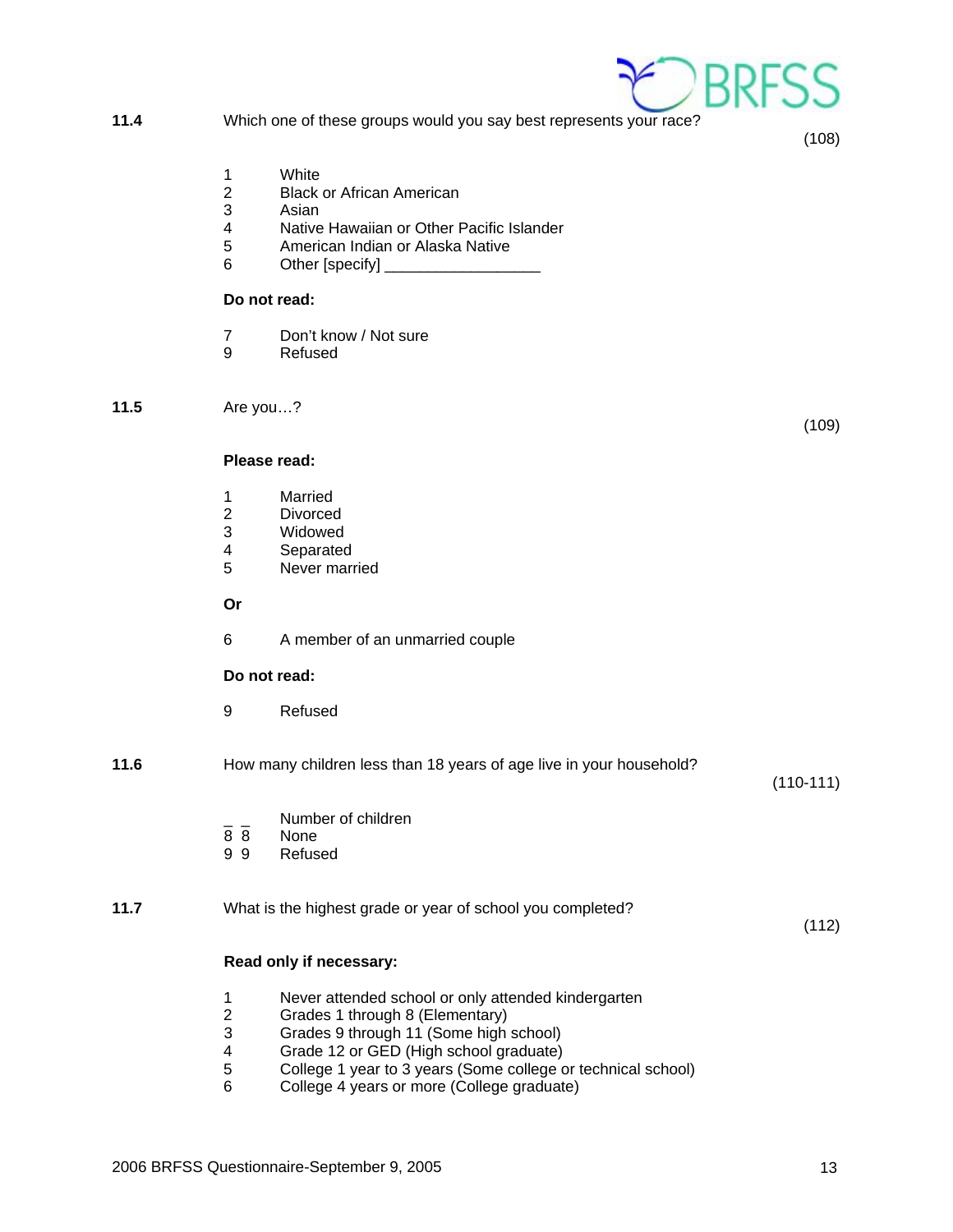**11.4** Which one of these groups would you say best represents your race? (108)

1 White
2 Black or African American
3 Asian
4 Native Hawaiian or Other Pacific Islander
5 American Indian or Alaska Native
6 Other [specify] __________________

**Do not read:**

7 Don't know / Not sure
9 Refused

**11.5** Are you…? (109)

**Please read:**

1 Married
2 Divorced
3 Widowed
4 Separated
5 Never married

**Or**

6 A member of an unmarried couple

**Do not read:**

9 Refused

**11.6** How many children less than 18 years of age live in your household? (110-111)

_ _ Number of children
8 8 None
9 9 Refused

**11.7** What is the highest grade or year of school you completed? (112)

**Read only if necessary:**

1 Never attended school or only attended kindergarten
2 Grades 1 through 8 (Elementary)
3 Grades 9 through 11 (Some high school)
4 Grade 12 or GED (High school graduate)
5 College 1 year to 3 years (Some college or technical school)
6 College 4 years or more (College graduate)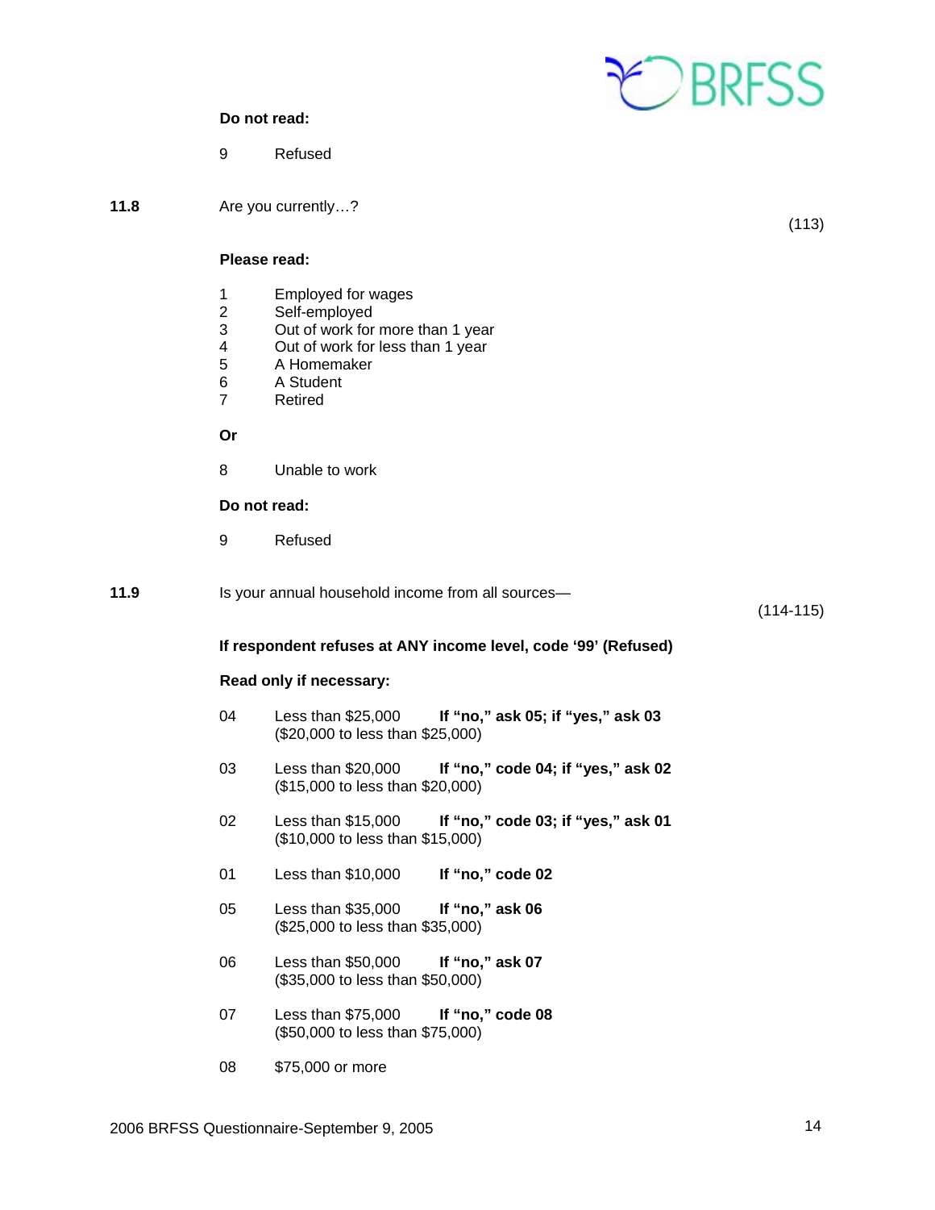**Do not read:**

9 Refused

**11.8** Are you currently…? (113)

**Please read:**

1 Employed for wages
2 Self-employed
3 Out of work for more than 1 year
4 Out of work for less than 1 year
5 A Homemaker
6 A Student
7 Retired

**Or**

8 Unable to work

**Do not read:**

9 Refused

**11.9** Is your annual household income from all sources— (114-115)

**If respondent refuses at ANY income level, code '99' (Refused)**

**Read only if necessary:**

04 Less than $25,000 **If "no," ask 05; if "yes," ask 03**
($20,000 to less than $25,000)

03 Less than $20,000 **If "no," code 04; if "yes," ask 02**
($15,000 to less than $20,000)

02 Less than $15,000 **If "no," code 03; if "yes," ask 01**
($10,000 to less than $15,000)

01 Less than $10,000 **If "no," code 02**

05 Less than $35,000 **If "no," ask 06**
($25,000 to less than $35,000)

06 Less than $50,000 **If "no," ask 07**
($35,000 to less than $50,000)

07 Less than $75,000 **If "no," code 08**
($50,000 to less than $75,000)

08 $75,000 or more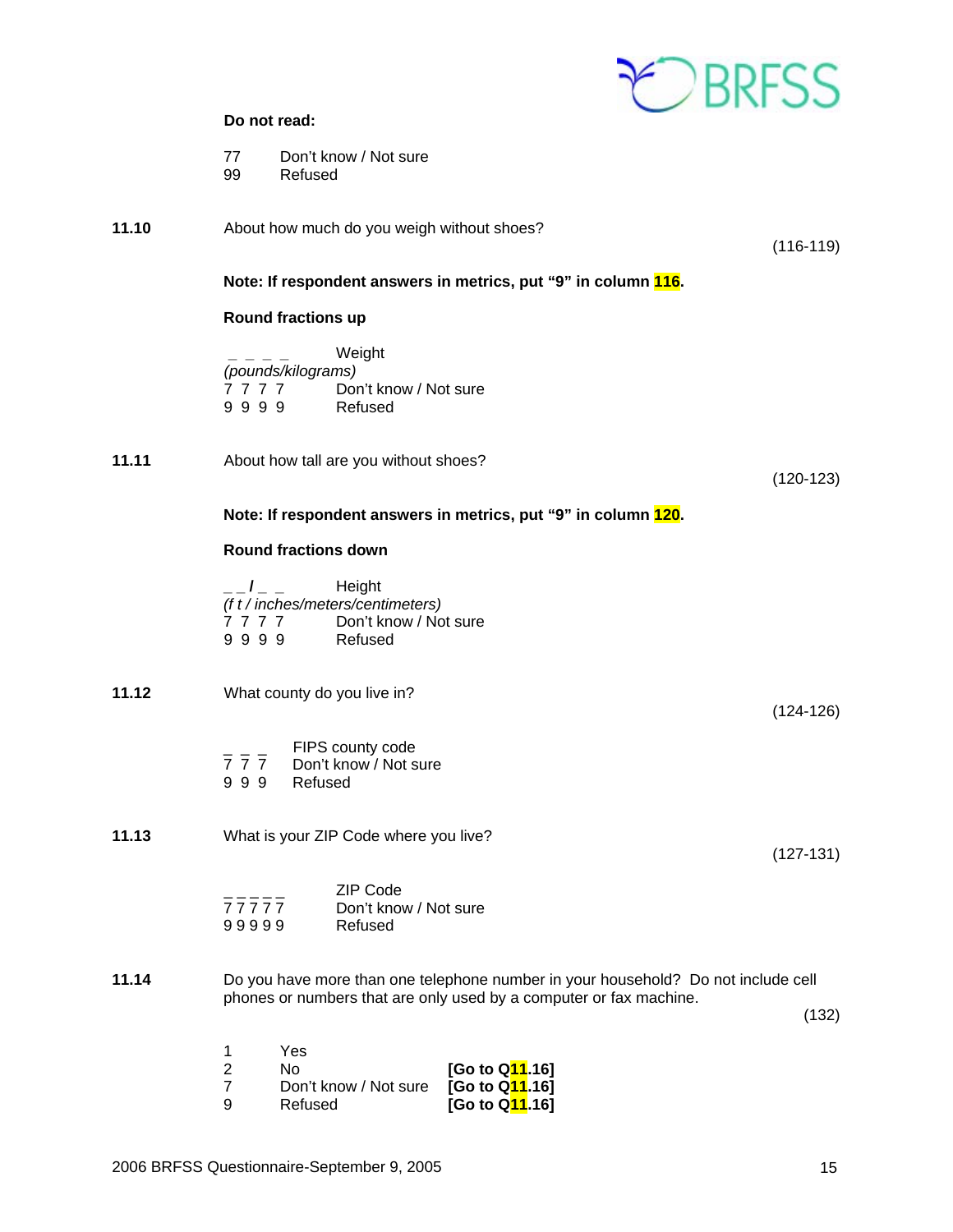**Do not read:**

77 Don't know / Not sure
99 Refused

**11.10** About how much do you weigh without shoes? (116-119)

**Note: If respondent answers in metrics, put "9" in column 116.**

**Round fractions up**

_ _ _ _ Weight
*(pounds/kilograms)*
7 7 7 7 Don't know / Not sure
9 9 9 9 Refused

**11.11** About how tall are you without shoes? (120-123)

**Note: If respondent answers in metrics, put "9" in column 120.**

**Round fractions down**

_ _ / _ _ Height
*(f t / inches/meters/centimeters)*
7 7 7 7 Don't know / Not sure
9 9 9 9 Refused

**11.12** What county do you live in? (124-126)

_ _ _ FIPS county code
7 7 7 Don't know / Not sure
9 9 9 Refused

**11.13** What is your ZIP Code where you live? (127-131)

_ _ _ _ _ ZIP Code
7 7 7 7 7 Don't know / Not sure
9 9 9 9 9 Refused

**11.14** Do you have more than one telephone number in your household? Do not include cell phones or numbers that are only used by a computer or fax machine. (132)

1 Yes
2 No **[Go to Q11.16]**
7 Don't know / Not sure **[Go to Q11.16]**
9 Refused **[Go to Q11.16]**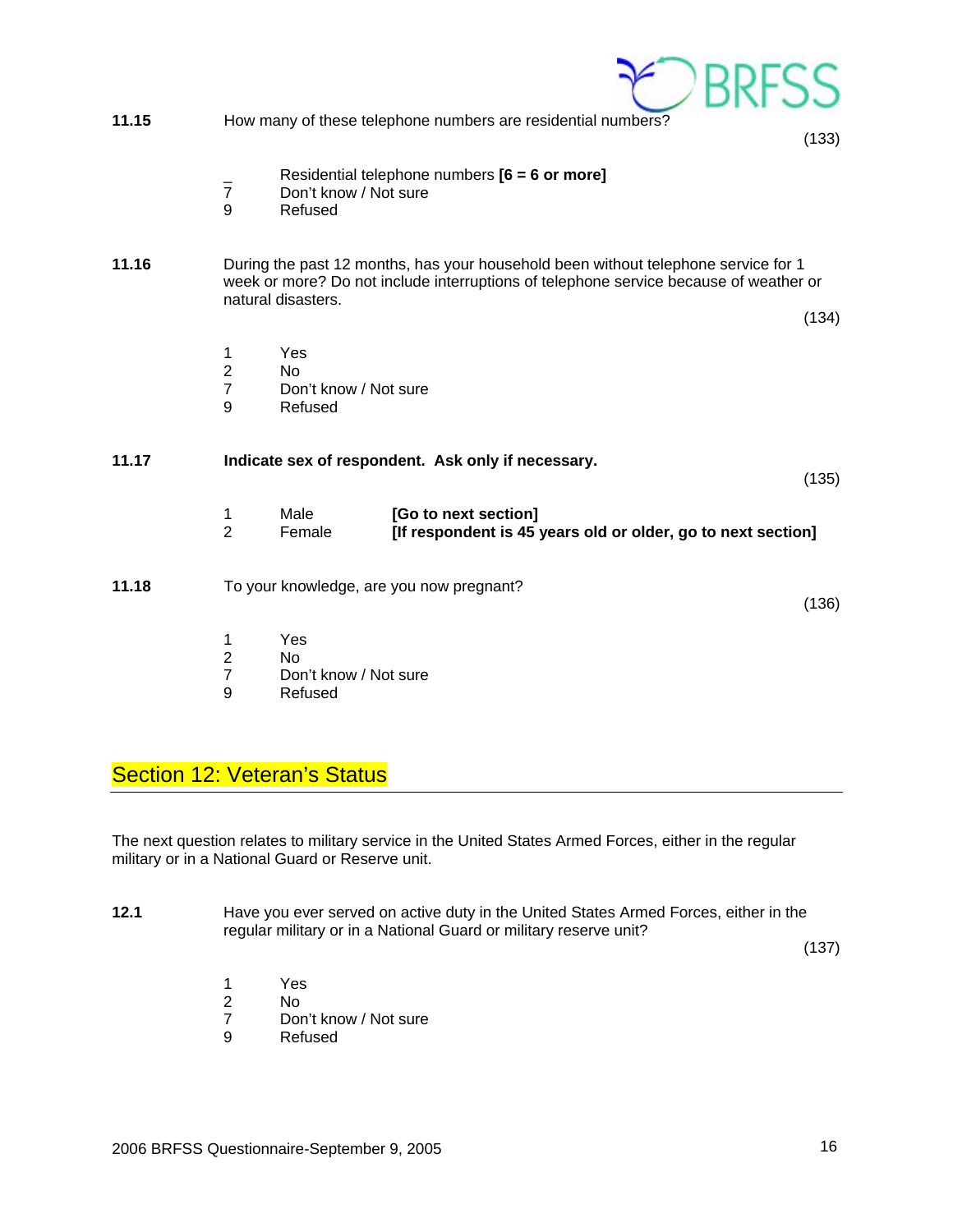**11.15** How many of these telephone numbers are residential numbers?

(133)

_ Residential telephone numbers **[6 = 6 or more]**
7 Don't know / Not sure
9 Refused

**11.16** During the past 12 months, has your household been without telephone service for 1 week or more? Do not include interruptions of telephone service because of weather or natural disasters.

(134)

1 Yes
2 No
7 Don't know / Not sure
9 Refused

**11.17** **Indicate sex of respondent. Ask only if necessary.**

(135)

1 Male **[Go to next section]**
2 Female **[If respondent is 45 years old or older, go to next section]**

**11.18** To your knowledge, are you now pregnant?

(136)

1 Yes
2 No
7 Don't know / Not sure
9 Refused

## Section 12: Veteran's Status

The next question relates to military service in the United States Armed Forces, either in the regular military or in a National Guard or Reserve unit.

**12.1** Have you ever served on active duty in the United States Armed Forces, either in the regular military or in a National Guard or military reserve unit?

(137)

1 Yes
2 No
7 Don't know / Not sure
9 Refused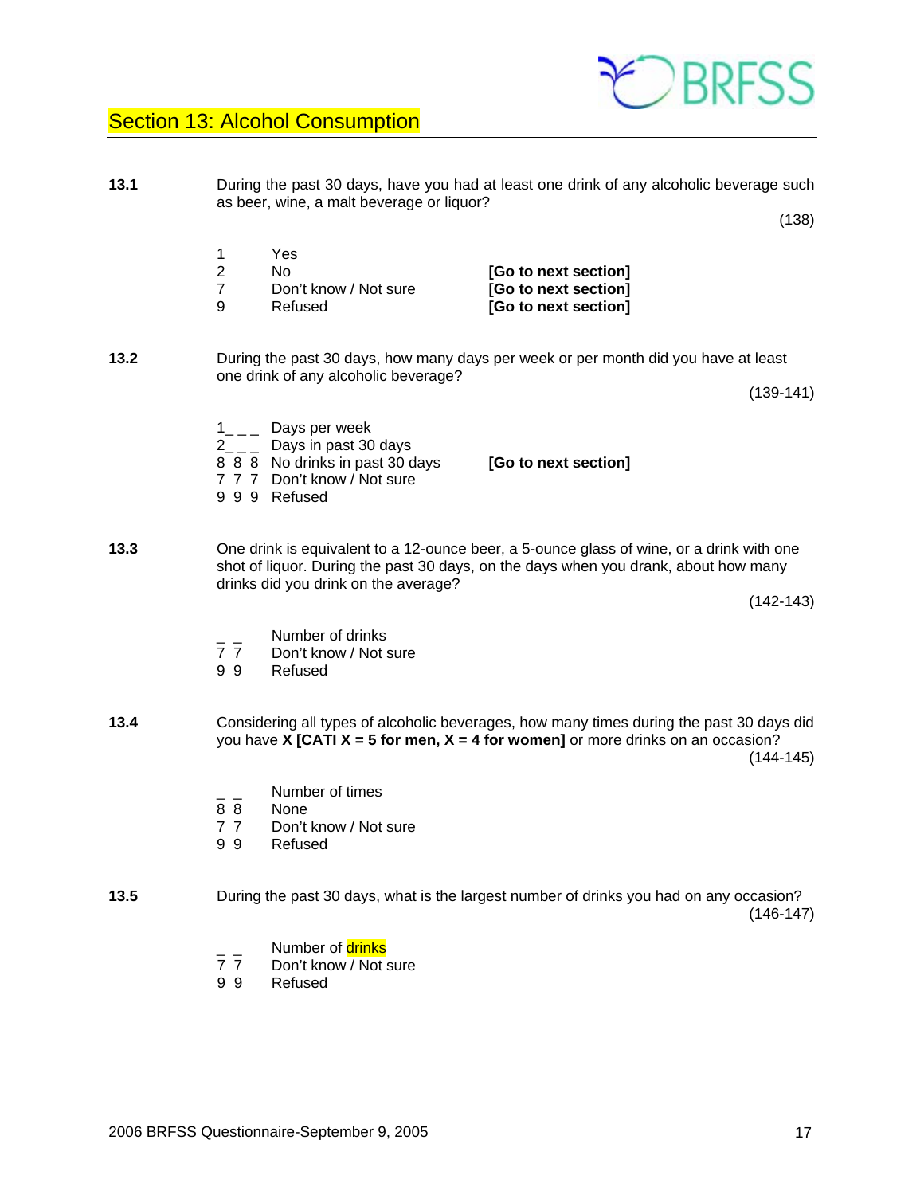## Section 13: Alcohol Consumption

**13.1** During the past 30 days, have you had at least one drink of any alcoholic beverage such as beer, wine, a malt beverage or liquor?

(138)

| | | |
|---|---|---|
| 1 | Yes | |
| 2 | No | **[Go to next section]** |
| 7 | Don't know / Not sure | **[Go to next section]** |
| 9 | Refused | **[Go to next section]** |

**13.2** During the past 30 days, how many days per week or per month did you have at least one drink of any alcoholic beverage?

(139-141)

| | | |
|---|---|---|
| 1_ _ _ | Days per week | |
| 2_ _ _ | Days in past 30 days | |
| 8 8 8 | No drinks in past 30 days | **[Go to next section]** |
| 7 7 7 | Don't know / Not sure | |
| 9 9 9 | Refused | |

**13.3** One drink is equivalent to a 12-ounce beer, a 5-ounce glass of wine, or a drink with one shot of liquor. During the past 30 days, on the days when you drank, about how many drinks did you drink on the average?

(142-143)

| | |
|---|---|
| _ _ | Number of drinks |
| 7 7 | Don't know / Not sure |
| 9 9 | Refused |

**13.4** Considering all types of alcoholic beverages, how many times during the past 30 days did you have **X [CATI X = 5 for men, X = 4 for women]** or more drinks on an occasion?

(144-145)

| | |
|---|---|
| _ _ | Number of times |
| 8 8 | None |
| 7 7 | Don't know / Not sure |
| 9 9 | Refused |

**13.5** During the past 30 days, what is the largest number of drinks you had on any occasion?

(146-147)

| | |
|---|---|
| _ _ | Number of drinks |
| 7 7 | Don't know / Not sure |
| 9 9 | Refused |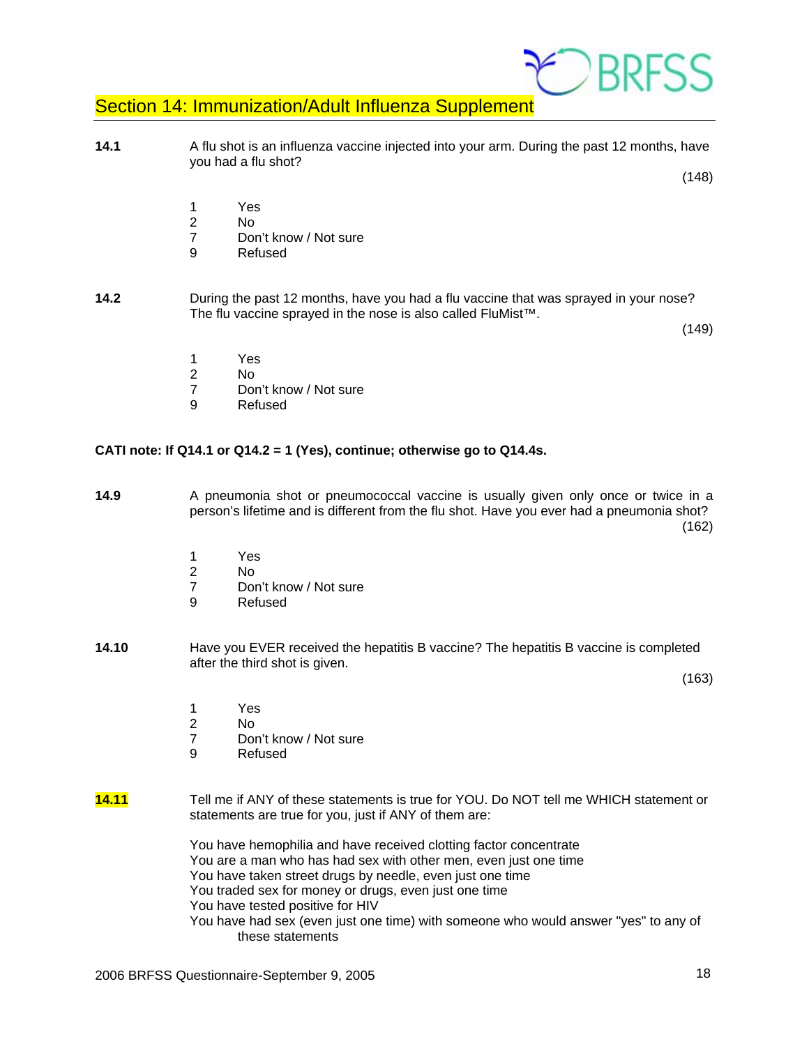## Section 14: Immunization/Adult Influenza Supplement

**14.1** A flu shot is an influenza vaccine injected into your arm. During the past 12 months, have you had a flu shot?

(148)

1 Yes
2 No
7 Don't know / Not sure
9 Refused

**14.2** During the past 12 months, have you had a flu vaccine that was sprayed in your nose? The flu vaccine sprayed in the nose is also called FluMist™.

(149)

1 Yes
2 No
7 Don't know / Not sure
9 Refused

**CATI note: If Q14.1 or Q14.2 = 1 (Yes), continue; otherwise go to Q14.4s.**

**14.9** A pneumonia shot or pneumococcal vaccine is usually given only once or twice in a person's lifetime and is different from the flu shot. Have you ever had a pneumonia shot?

(162)

1 Yes
2 No
7 Don't know / Not sure
9 Refused

**14.10** Have you EVER received the hepatitis B vaccine? The hepatitis B vaccine is completed after the third shot is given.

(163)

1 Yes
2 No
7 Don't know / Not sure
9 Refused

**14.11** Tell me if ANY of these statements is true for YOU. Do NOT tell me WHICH statement or statements are true for you, just if ANY of them are:

You have hemophilia and have received clotting factor concentrate
You are a man who has had sex with other men, even just one time
You have taken street drugs by needle, even just one time
You traded sex for money or drugs, even just one time
You have tested positive for HIV
You have had sex (even just one time) with someone who would answer "yes" to any of these statements

2006 BRFSS Questionnaire-September 9, 2005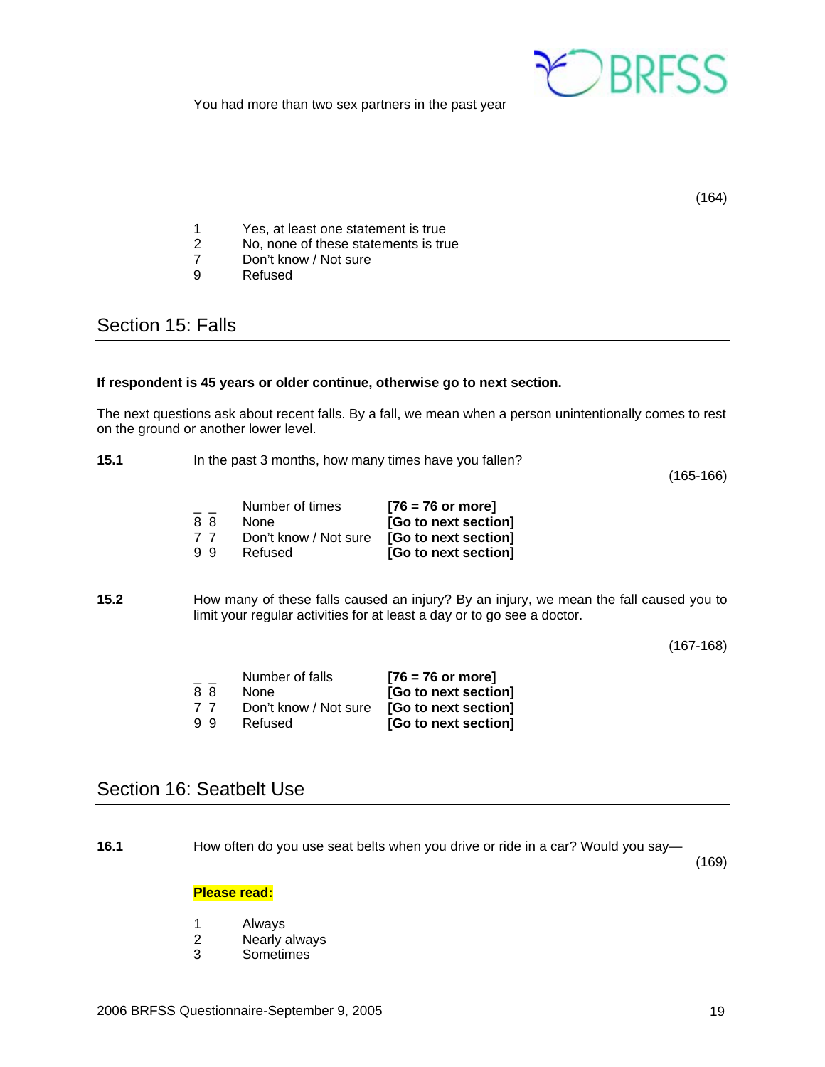You had more than two sex partners in the past year

(164)

1 Yes, at least one statement is true
2 No, none of these statements is true
7 Don't know / Not sure
9 Refused

## Section 15: Falls

**If respondent is 45 years or older continue, otherwise go to next section.**

The next questions ask about recent falls. By a fall, we mean when a person unintentionally comes to rest on the ground or another lower level.

**15.1** In the past 3 months, how many times have you fallen?

(165-166)

| | | |
|---|---|---|
| _ _ | Number of times | **[76 = 76 or more]** |
| 8 8 | None | **[Go to next section]** |
| 7 7 | Don't know / Not sure | **[Go to next section]** |
| 9 9 | Refused | **[Go to next section]** |

**15.2** How many of these falls caused an injury? By an injury, we mean the fall caused you to limit your regular activities for at least a day or to go see a doctor.

(167-168)

| | | |
|---|---|---|
| _ _ | Number of falls | **[76 = 76 or more]** |
| 8 8 | None | **[Go to next section]** |
| 7 7 | Don't know / Not sure | **[Go to next section]** |
| 9 9 | Refused | **[Go to next section]** |

## Section 16: Seatbelt Use

**16.1** How often do you use seat belts when you drive or ride in a car? Would you say—

(169)

**Please read:**

1 Always
2 Nearly always
3 Sometimes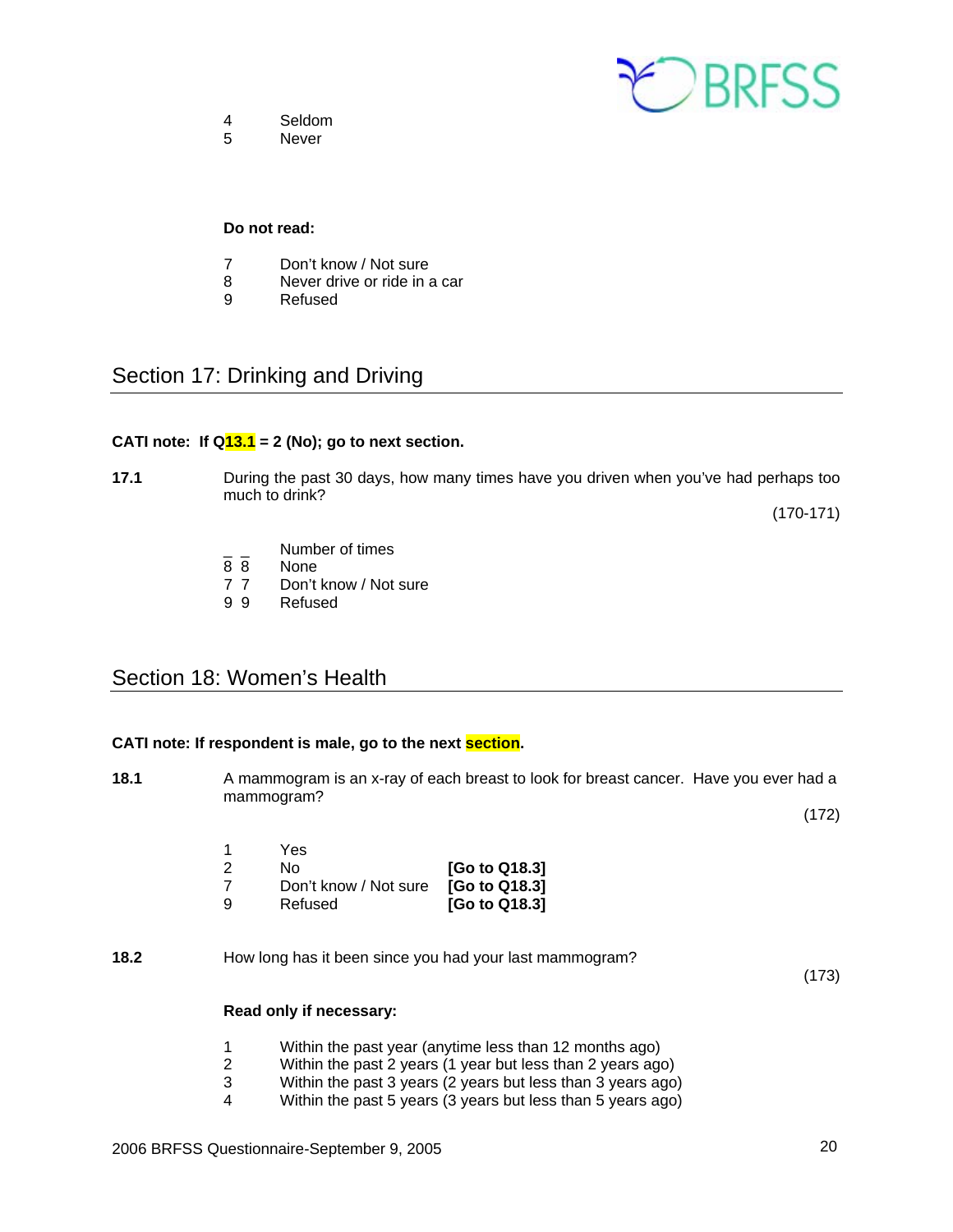4 Seldom
5 Never

**Do not read:**

7 Don't know / Not sure
8 Never drive or ride in a car
9 Refused

## Section 17: Drinking and Driving

**CATI note: If Q13.1 = 2 (No); go to next section.**

**17.1** During the past 30 days, how many times have you driven when you've had perhaps too much to drink?

(170-171)

_ _ Number of times
8 8 None
7 7 Don't know / Not sure
9 9 Refused

## Section 18: Women's Health

**CATI note: If respondent is male, go to the next section.**

**18.1** A mammogram is an x-ray of each breast to look for breast cancer. Have you ever had a mammogram?

(172)

1 Yes
2 No **[Go to Q18.3]**
7 Don't know / Not sure **[Go to Q18.3]**
9 Refused **[Go to Q18.3]**

**18.2** How long has it been since you had your last mammogram?

(173)

**Read only if necessary:**

1 Within the past year (anytime less than 12 months ago)
2 Within the past 2 years (1 year but less than 2 years ago)
3 Within the past 3 years (2 years but less than 3 years ago)
4 Within the past 5 years (3 years but less than 5 years ago)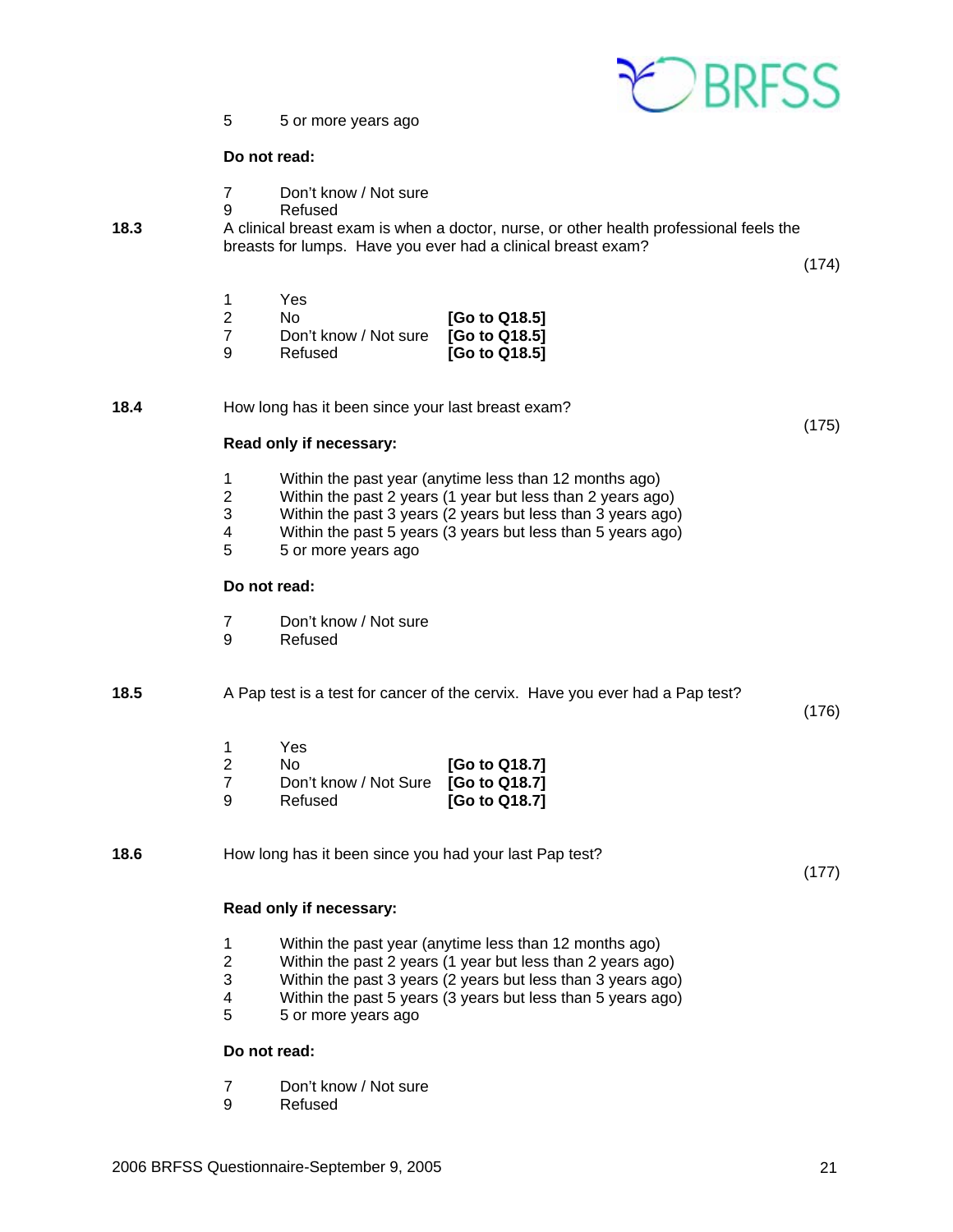5 5 or more years ago

**Do not read:**

7 Don't know / Not sure
9 Refused

**18.3** A clinical breast exam is when a doctor, nurse, or other health professional feels the breasts for lumps. Have you ever had a clinical breast exam?

(174)

| | | |
|---|---|---|
| 1 | Yes | |
| 2 | No | **[Go to Q18.5]** |
| 7 | Don't know / Not sure | **[Go to Q18.5]** |
| 9 | Refused | **[Go to Q18.5]** |

**18.4** How long has it been since your last breast exam?

(175)

**Read only if necessary:**

1 Within the past year (anytime less than 12 months ago)
2 Within the past 2 years (1 year but less than 2 years ago)
3 Within the past 3 years (2 years but less than 3 years ago)
4 Within the past 5 years (3 years but less than 5 years ago)
5 5 or more years ago

**Do not read:**

7 Don't know / Not sure
9 Refused

**18.5** A Pap test is a test for cancer of the cervix. Have you ever had a Pap test?

(176)

| | | |
|---|---|---|
| 1 | Yes | |
| 2 | No | **[Go to Q18.7]** |
| 7 | Don't know / Not Sure | **[Go to Q18.7]** |
| 9 | Refused | **[Go to Q18.7]** |

**18.6** How long has it been since you had your last Pap test?

(177)

**Read only if necessary:**

1 Within the past year (anytime less than 12 months ago)
2 Within the past 2 years (1 year but less than 2 years ago)
3 Within the past 3 years (2 years but less than 3 years ago)
4 Within the past 5 years (3 years but less than 5 years ago)
5 5 or more years ago

**Do not read:**

7 Don't know / Not sure
9 Refused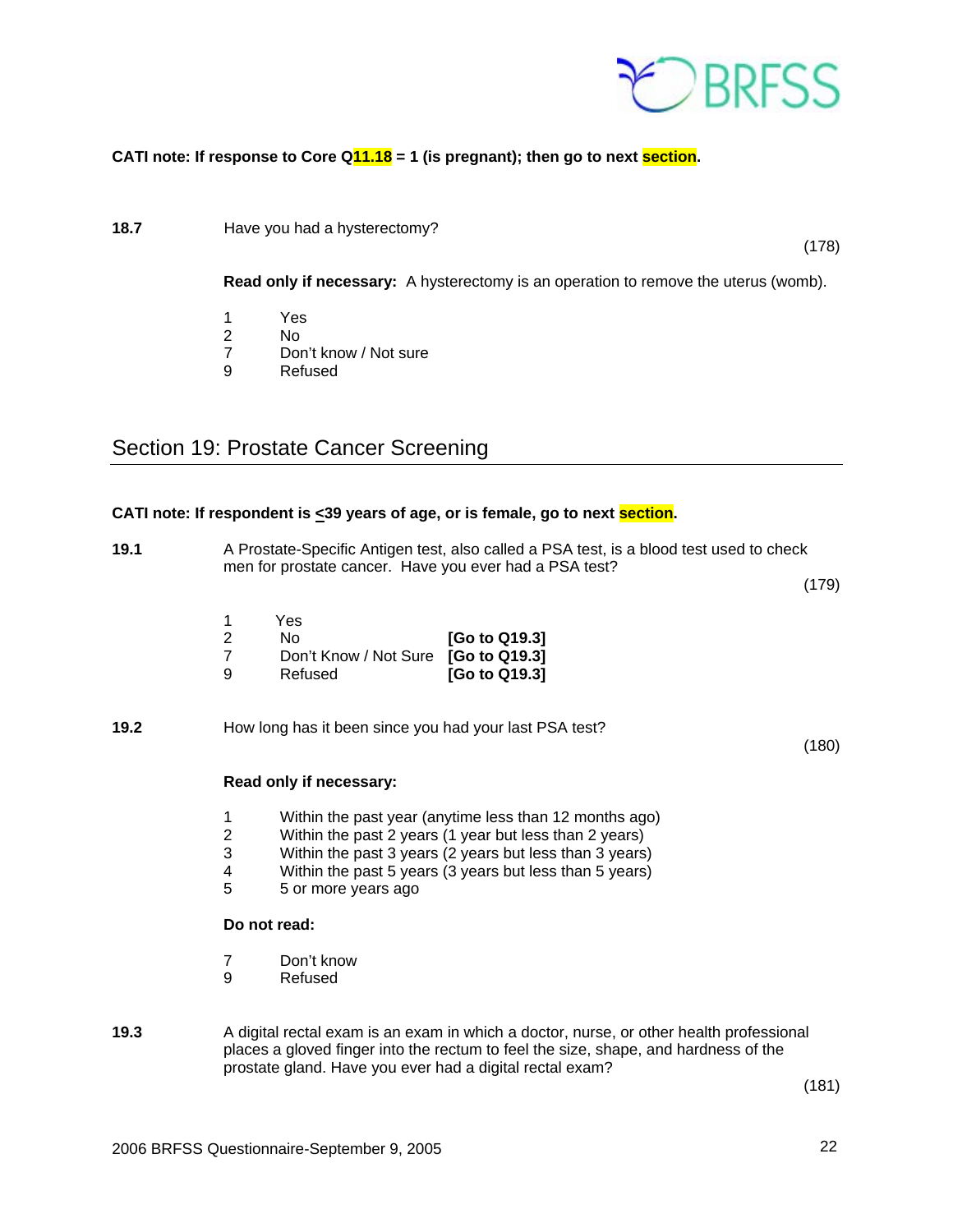**CATI note: If response to Core Q11.18 = 1 (is pregnant); then go to next section.**

**18.7** Have you had a hysterectomy? (178)

**Read only if necessary:** A hysterectomy is an operation to remove the uterus (womb).

1 Yes
2 No
7 Don't know / Not sure
9 Refused

## Section 19: Prostate Cancer Screening

**CATI note: If respondent is <39 years of age, or is female, go to next section.**

**19.1** A Prostate-Specific Antigen test, also called a PSA test, is a blood test used to check men for prostate cancer. Have you ever had a PSA test? (179)

1 Yes
2 No **[Go to Q19.3]**
7 Don't Know / Not Sure **[Go to Q19.3]**
9 Refused **[Go to Q19.3]**

**19.2** How long has it been since you had your last PSA test? (180)

**Read only if necessary:**

1 Within the past year (anytime less than 12 months ago)
2 Within the past 2 years (1 year but less than 2 years)
3 Within the past 3 years (2 years but less than 3 years)
4 Within the past 5 years (3 years but less than 5 years)
5 5 or more years ago

**Do not read:**

7 Don't know
9 Refused

**19.3** A digital rectal exam is an exam in which a doctor, nurse, or other health professional places a gloved finger into the rectum to feel the size, shape, and hardness of the prostate gland. Have you ever had a digital rectal exam? (181)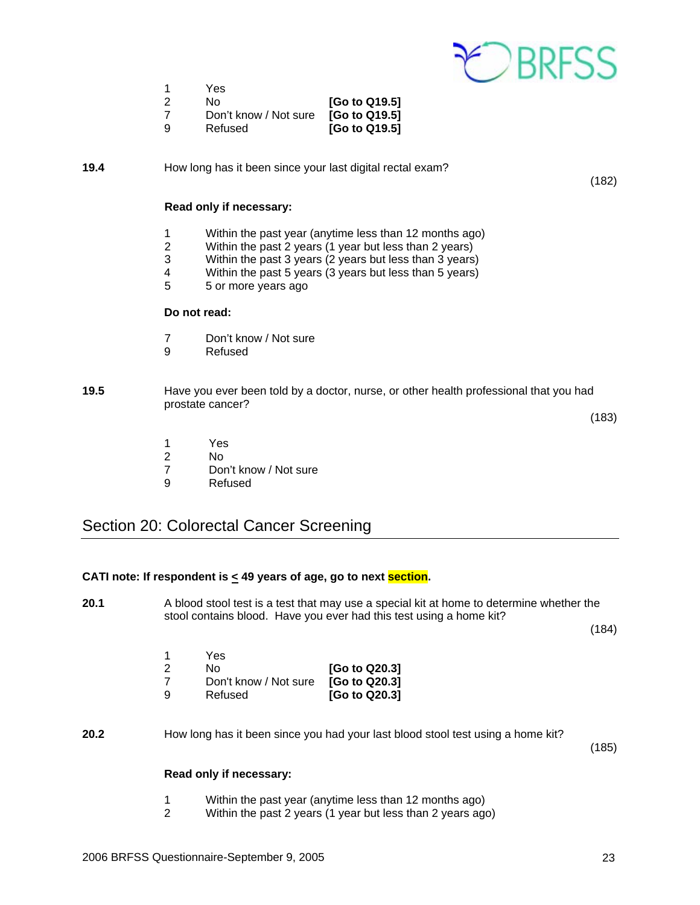1 Yes
2 No [Go to Q19.5]
7 Don't know / Not sure [Go to Q19.5]
9 Refused [Go to Q19.5]

**19.4** How long has it been since your last digital rectal exam? (182)

**Read only if necessary:**

1 Within the past year (anytime less than 12 months ago)
2 Within the past 2 years (1 year but less than 2 years)
3 Within the past 3 years (2 years but less than 3 years)
4 Within the past 5 years (3 years but less than 5 years)
5 5 or more years ago

**Do not read:**

7 Don't know / Not sure
9 Refused

**19.5** Have you ever been told by a doctor, nurse, or other health professional that you had prostate cancer? (183)

1 Yes
2 No
7 Don't know / Not sure
9 Refused

## Section 20: Colorectal Cancer Screening

**CATI note: If respondent is ≤ 49 years of age, go to next section.**

**20.1** A blood stool test is a test that may use a special kit at home to determine whether the stool contains blood. Have you ever had this test using a home kit? (184)

1 Yes
2 No [Go to Q20.3]
7 Don't know / Not sure [Go to Q20.3]
9 Refused [Go to Q20.3]

**20.2** How long has it been since you had your last blood stool test using a home kit? (185)

**Read only if necessary:**

1 Within the past year (anytime less than 12 months ago)
2 Within the past 2 years (1 year but less than 2 years ago)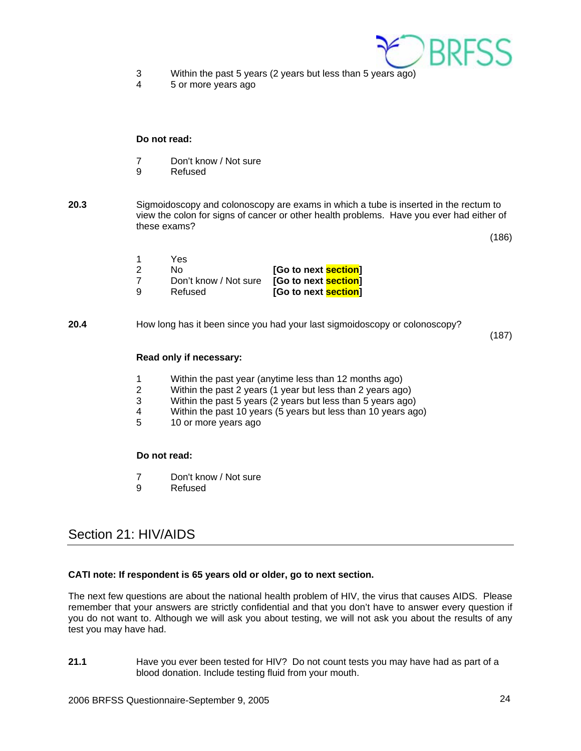3 Within the past 5 years (2 years but less than 5 years ago)
4 5 or more years ago

**Do not read:**

7 Don't know / Not sure
9 Refused

**20.3** Sigmoidoscopy and colonoscopy are exams in which a tube is inserted in the rectum to view the colon for signs of cancer or other health problems. Have you ever had either of these exams?

(186)

1 Yes
2 No **[Go to next section]**
7 Don't know / Not sure **[Go to next section]**
9 Refused **[Go to next section]**

**20.4** How long has it been since you had your last sigmoidoscopy or colonoscopy?

(187)

**Read only if necessary:**

1 Within the past year (anytime less than 12 months ago)
2 Within the past 2 years (1 year but less than 2 years ago)
3 Within the past 5 years (2 years but less than 5 years ago)
4 Within the past 10 years (5 years but less than 10 years ago)
5 10 or more years ago

**Do not read:**

7 Don't know / Not sure
9 Refused

## Section 21: HIV/AIDS

**CATI note: If respondent is 65 years old or older, go to next section.**

The next few questions are about the national health problem of HIV, the virus that causes AIDS. Please remember that your answers are strictly confidential and that you don't have to answer every question if you do not want to. Although we will ask you about testing, we will not ask you about the results of any test you may have had.

**21.1** Have you ever been tested for HIV? Do not count tests you may have had as part of a blood donation. Include testing fluid from your mouth.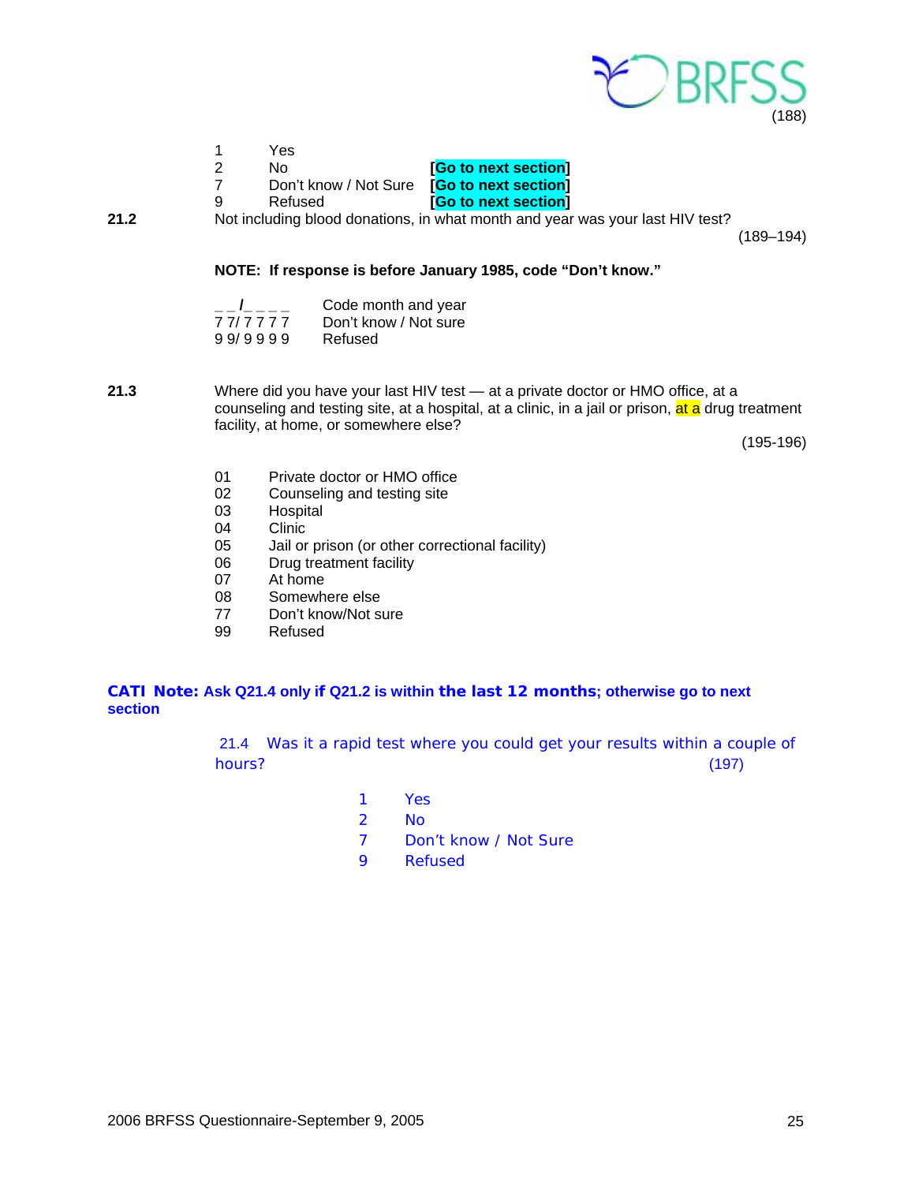(188)

1 Yes
2 No **[Go to next section]**
7 Don't know / Not Sure **[Go to next section]**
9 Refused **[Go to next section]**

**21.2** Not including blood donations, in what month and year was your last HIV test?

(189–194)

**NOTE: If response is before January 1985, code "Don't know."**

_ _/_ _ _ _ Code month and year
7 7/ 7 7 7 7 Don't know / Not sure
9 9/ 9 9 9 9 Refused

**21.3** Where did you have your last HIV test — at a private doctor or HMO office, at a counseling and testing site, at a hospital, at a clinic, in a jail or prison, at a drug treatment facility, at home, or somewhere else?

(195-196)

01 Private doctor or HMO office
02 Counseling and testing site
03 Hospital
04 Clinic
05 Jail or prison (or other correctional facility)
06 Drug treatment facility
07 At home
08 Somewhere else
77 Don't know/Not sure
99 Refused

**CATI Note: Ask Q21.4 only if Q21.2 is within the last 12 months; otherwise go to next section**

21.4 Was it a rapid test where you could get your results within a couple of hours? (197)

1 Yes
2 No
7 Don't know / Not Sure
9 Refused

2006 BRFSS Questionnaire-September 9, 2005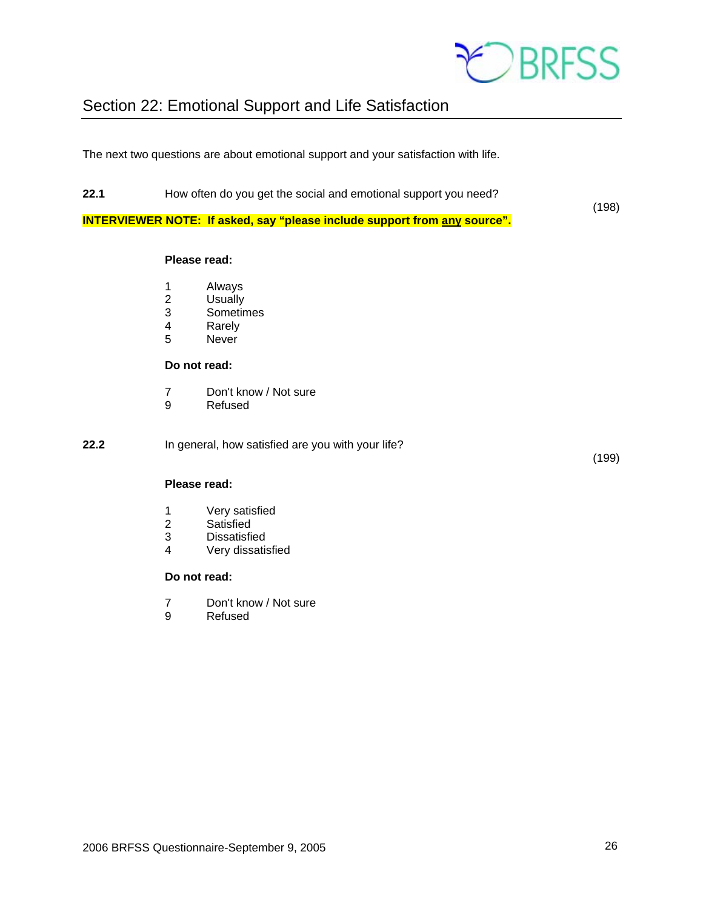## Section 22: Emotional Support and Life Satisfaction

The next two questions are about emotional support and your satisfaction with life.

**22.1** How often do you get the social and emotional support you need? (198)

**INTERVIEWER NOTE: If asked, say "please include support from any source".**

**Please read:**

1 Always
2 Usually
3 Sometimes
4 Rarely
5 Never

**Do not read:**

7 Don't know / Not sure
9 Refused

**22.2** In general, how satisfied are you with your life? (199)

**Please read:**

1 Very satisfied
2 Satisfied
3 Dissatisfied
4 Very dissatisfied

**Do not read:**

7 Don't know / Not sure
9 Refused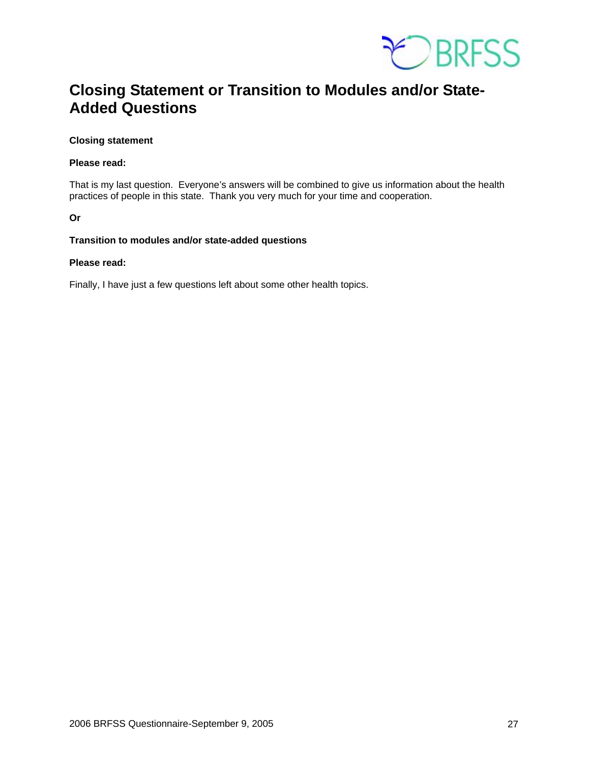# Closing Statement or Transition to Modules and/or State-Added Questions

**Closing statement**

**Please read:**

That is my last question. Everyone's answers will be combined to give us information about the health practices of people in this state. Thank you very much for your time and cooperation.

**Or**

**Transition to modules and/or state-added questions**

**Please read:**

Finally, I have just a few questions left about some other health topics.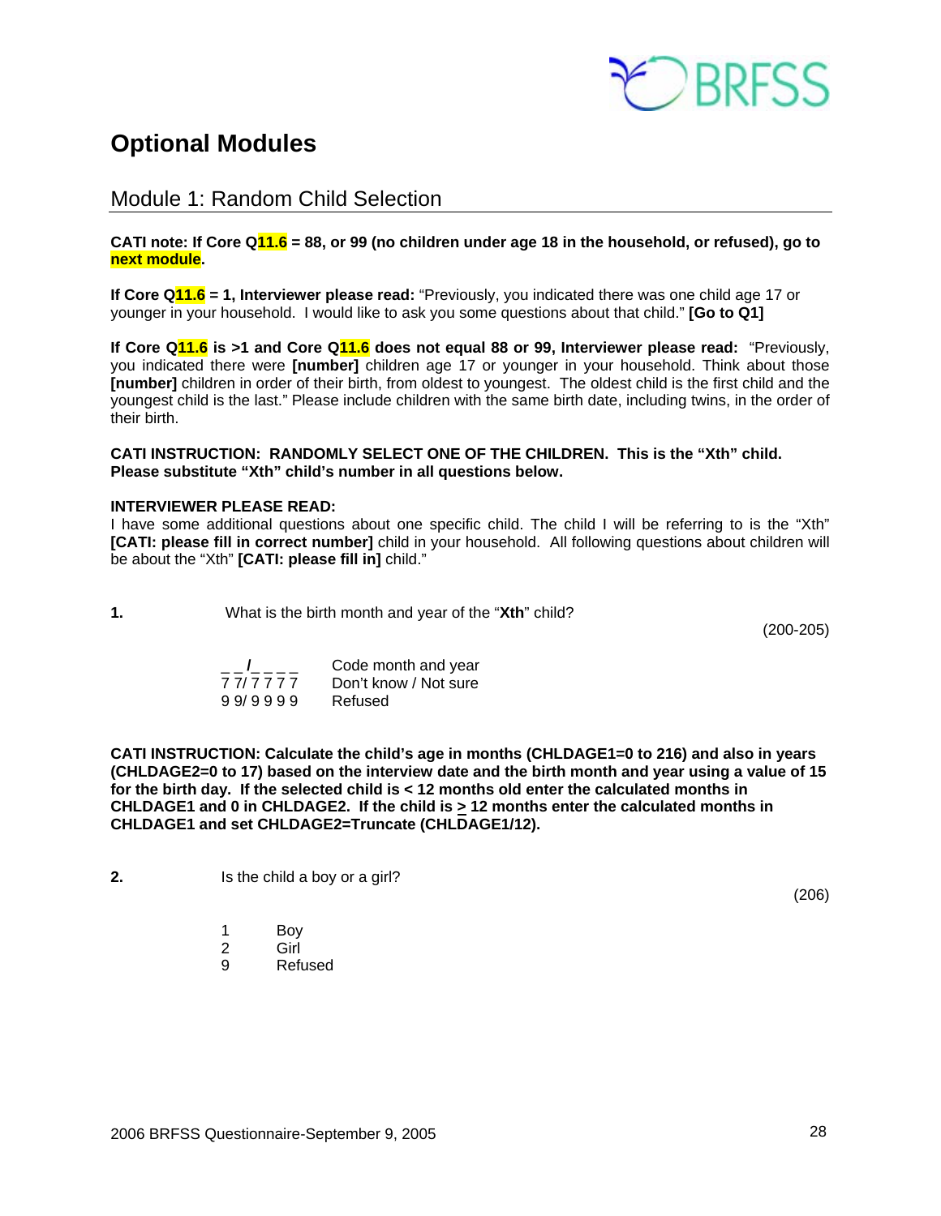# Optional Modules

## Module 1: Random Child Selection

**CATI note: If Core Q11.6 = 88, or 99 (no children under age 18 in the household, or refused), go to next module.**

**If Core Q11.6 = 1, Interviewer please read:** "Previously, you indicated there was one child age 17 or younger in your household. I would like to ask you some questions about that child." **[Go to Q1]**

**If Core Q11.6 is >1 and Core Q11.6 does not equal 88 or 99, Interviewer please read:** "Previously, you indicated there were **[number]** children age 17 or younger in your household. Think about those **[number]** children in order of their birth, from oldest to youngest. The oldest child is the first child and the youngest child is the last." Please include children with the same birth date, including twins, in the order of their birth.

**CATI INSTRUCTION: RANDOMLY SELECT ONE OF THE CHILDREN. This is the "Xth" child. Please substitute "Xth" child's number in all questions below.**

**INTERVIEWER PLEASE READ:**
I have some additional questions about one specific child. The child I will be referring to is the "Xth" **[CATI: please fill in correct number]** child in your household. All following questions about children will be about the "Xth" **[CATI: please fill in]** child."

**1.** What is the birth month and year of the "**Xth**" child?

(200-205)

_ _/_ _ _ _ Code month and year
7 7/ 7 7 7 7 Don't know / Not sure
9 9/ 9 9 9 9 Refused

**CATI INSTRUCTION: Calculate the child's age in months (CHLDAGE1=0 to 216) and also in years (CHLDAGE2=0 to 17) based on the interview date and the birth month and year using a value of 15 for the birth day. If the selected child is < 12 months old enter the calculated months in CHLDAGE1 and 0 in CHLDAGE2. If the child is ≥ 12 months enter the calculated months in CHLDAGE1 and set CHLDAGE2=Truncate (CHLDAGE1/12).**

**2.** Is the child a boy or a girl?

(206)

1 Boy
2 Girl
9 Refused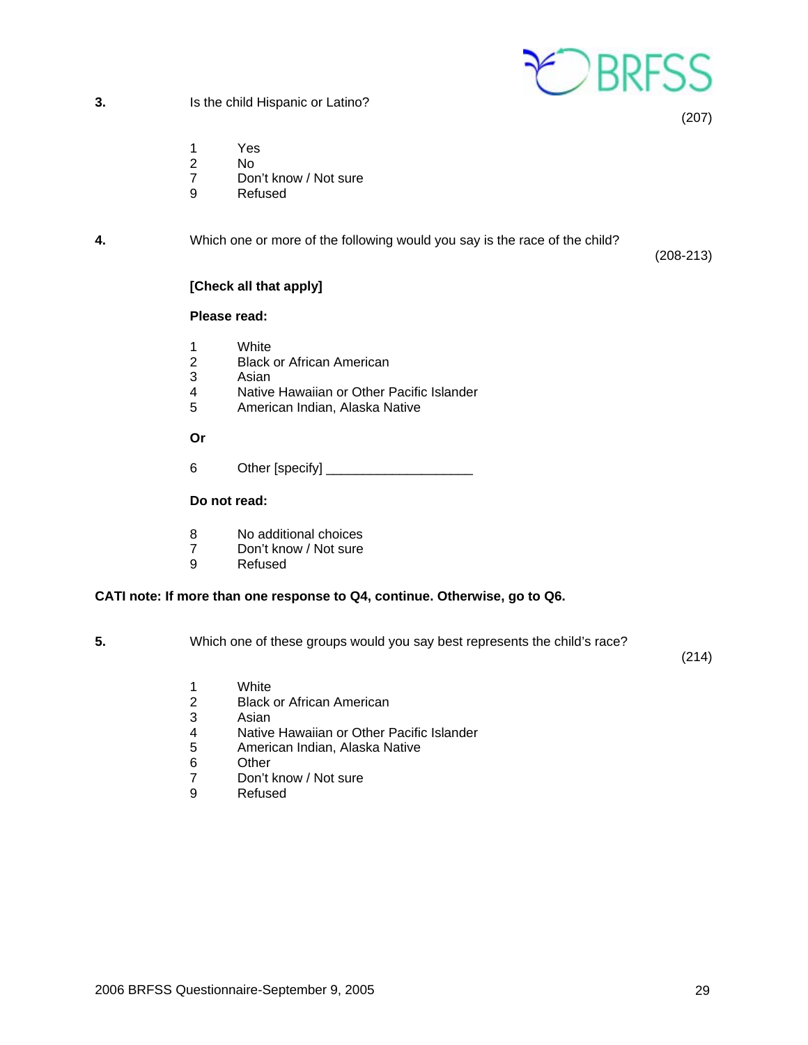**3.** Is the child Hispanic or Latino? (207)

1 Yes
2 No
7 Don't know / Not sure
9 Refused

**4.** Which one or more of the following would you say is the race of the child? (208-213)

**[Check all that apply]**

**Please read:**

1 White
2 Black or African American
3 Asian
4 Native Hawaiian or Other Pacific Islander
5 American Indian, Alaska Native

**Or**

6 Other [specify] ____________________

**Do not read:**

8 No additional choices
7 Don't know / Not sure
9 Refused

**CATI note: If more than one response to Q4, continue. Otherwise, go to Q6.**

**5.** Which one of these groups would you say best represents the child's race? (214)

1 White
2 Black or African American
3 Asian
4 Native Hawaiian or Other Pacific Islander
5 American Indian, Alaska Native
6 Other
7 Don't know / Not sure
9 Refused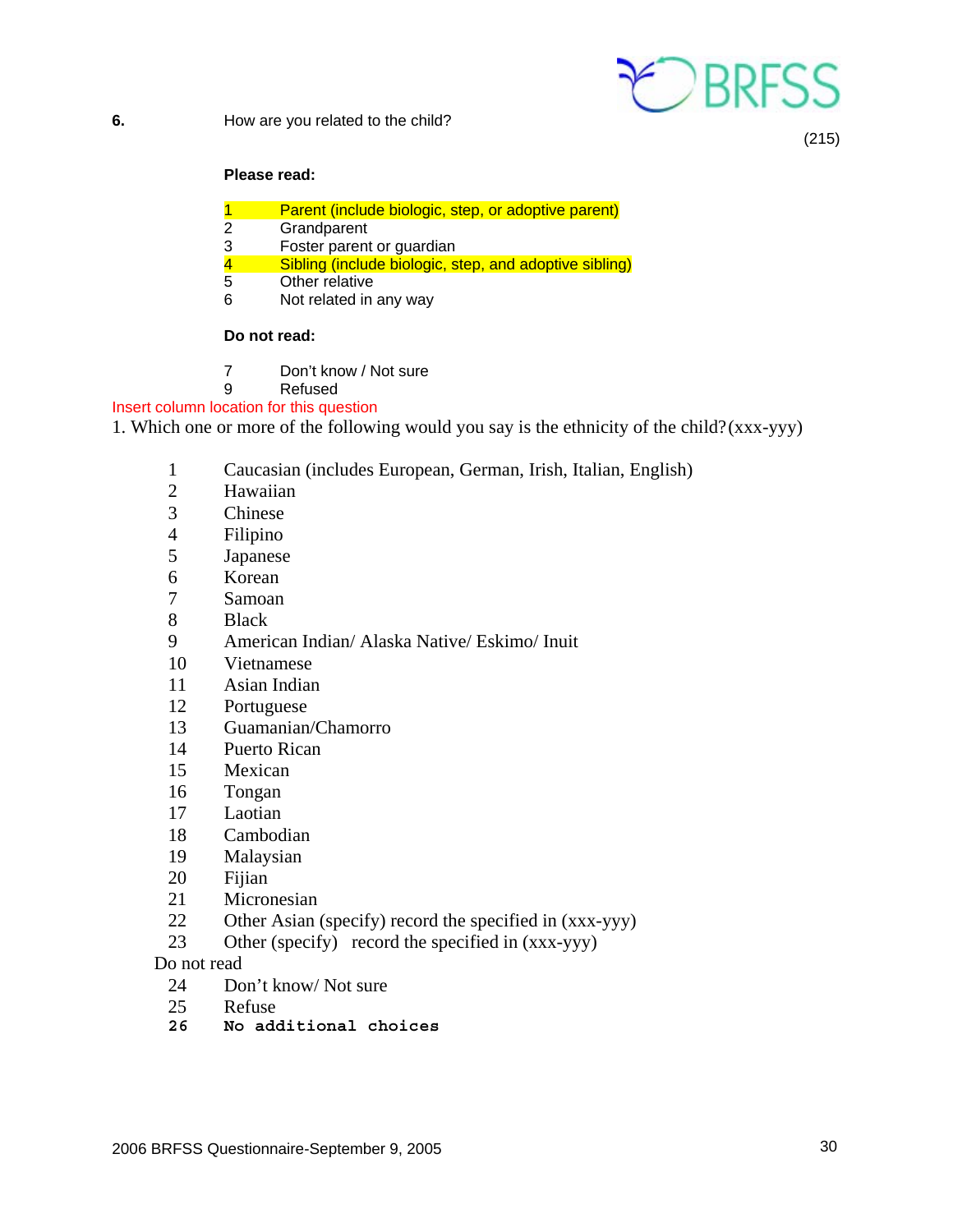**6.** How are you related to the child?

(215)

**Please read:**

1 Parent (include biologic, step, or adoptive parent)
2 Grandparent
3 Foster parent or guardian
4 Sibling (include biologic, step, and adoptive sibling)
5 Other relative
6 Not related in any way

**Do not read:**

7 Don't know / Not sure
9 Refused

Insert column location for this question

1. Which one or more of the following would you say is the ethnicity of the child? (xxx-yyy)

1 Caucasian (includes European, German, Irish, Italian, English)
2 Hawaiian
3 Chinese
4 Filipino
5 Japanese
6 Korean
7 Samoan
8 Black
9 American Indian/ Alaska Native/ Eskimo/ Inuit
10 Vietnamese
11 Asian Indian
12 Portuguese
13 Guamanian/Chamorro
14 Puerto Rican
15 Mexican
16 Tongan
17 Laotian
18 Cambodian
19 Malaysian
20 Fijian
21 Micronesian
22 Other Asian (specify) record the specified in (xxx-yyy)
23 Other (specify) record the specified in (xxx-yyy)

Do not read

24 Don't know/ Not sure
25 Refuse
**26 No additional choices**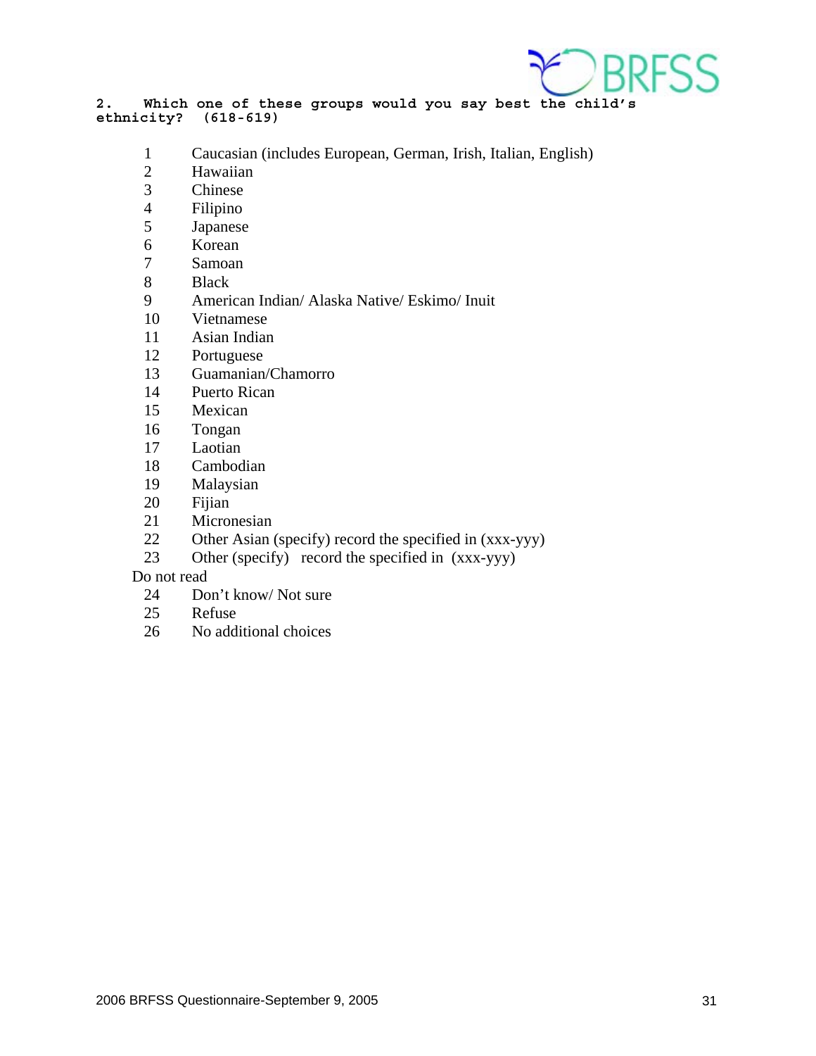**2. Which one of these groups would you say best the child's ethnicity? (618-619)**

1 Caucasian (includes European, German, Irish, Italian, English)
2 Hawaiian
3 Chinese
4 Filipino
5 Japanese
6 Korean
7 Samoan
8 Black
9 American Indian/ Alaska Native/ Eskimo/ Inuit
10 Vietnamese
11 Asian Indian
12 Portuguese
13 Guamanian/Chamorro
14 Puerto Rican
15 Mexican
16 Tongan
17 Laotian
18 Cambodian
19 Malaysian
20 Fijian
21 Micronesian
22 Other Asian (specify) record the specified in (xxx-yyy)
23 Other (specify) record the specified in (xxx-yyy)

Do not read

24 Don't know/ Not sure
25 Refuse
26 No additional choices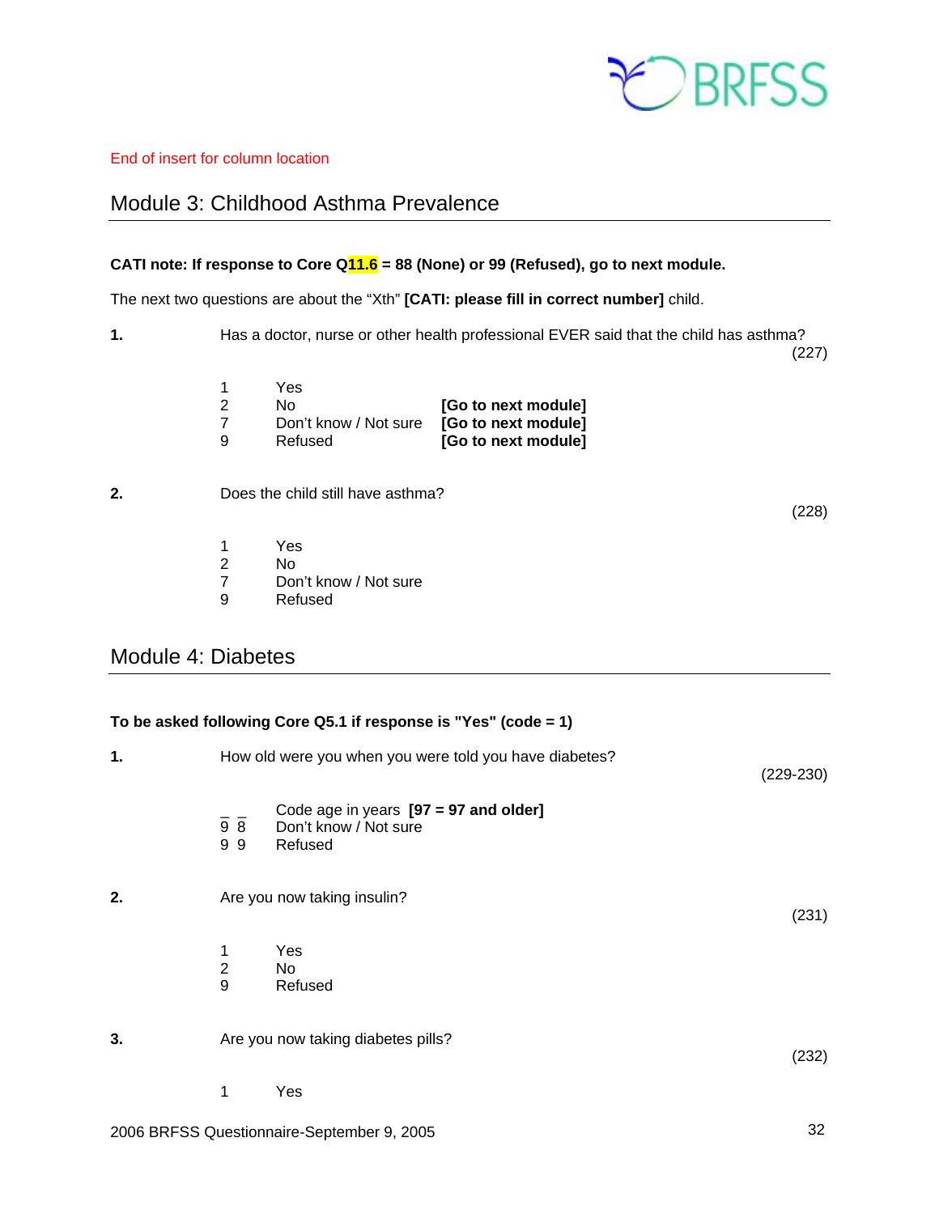End of insert for column location

## Module 3: Childhood Asthma Prevalence

**CATI note: If response to Core Q11.6 = 88 (None) or 99 (Refused), go to next module.**

The next two questions are about the "Xth" **[CATI: please fill in correct number]** child.

**1.** Has a doctor, nurse or other health professional EVER said that the child has asthma? (227)

| | | |
|---|---|---|
| 1 | Yes | |
| 2 | No | **[Go to next module]** |
| 7 | Don't know / Not sure | **[Go to next module]** |
| 9 | Refused | **[Go to next module]** |

**2.** Does the child still have asthma? (228)

| | |
|---|---|
| 1 | Yes |
| 2 | No |
| 7 | Don't know / Not sure |
| 9 | Refused |

## Module 4: Diabetes

**To be asked following Core Q5.1 if response is "Yes" (code = 1)**

**1.** How old were you when you were told you have diabetes? (229-230)

| | |
|---|---|
| _ _ | Code age in years **[97 = 97 and older]** |
| 9 8 | Don't know / Not sure |
| 9 9 | Refused |

**2.** Are you now taking insulin? (231)

| | |
|---|---|
| 1 | Yes |
| 2 | No |
| 9 | Refused |

**3.** Are you now taking diabetes pills? (232)

| | |
|---|---|
| 1 | Yes |

2006 BRFSS Questionnaire-September 9, 2005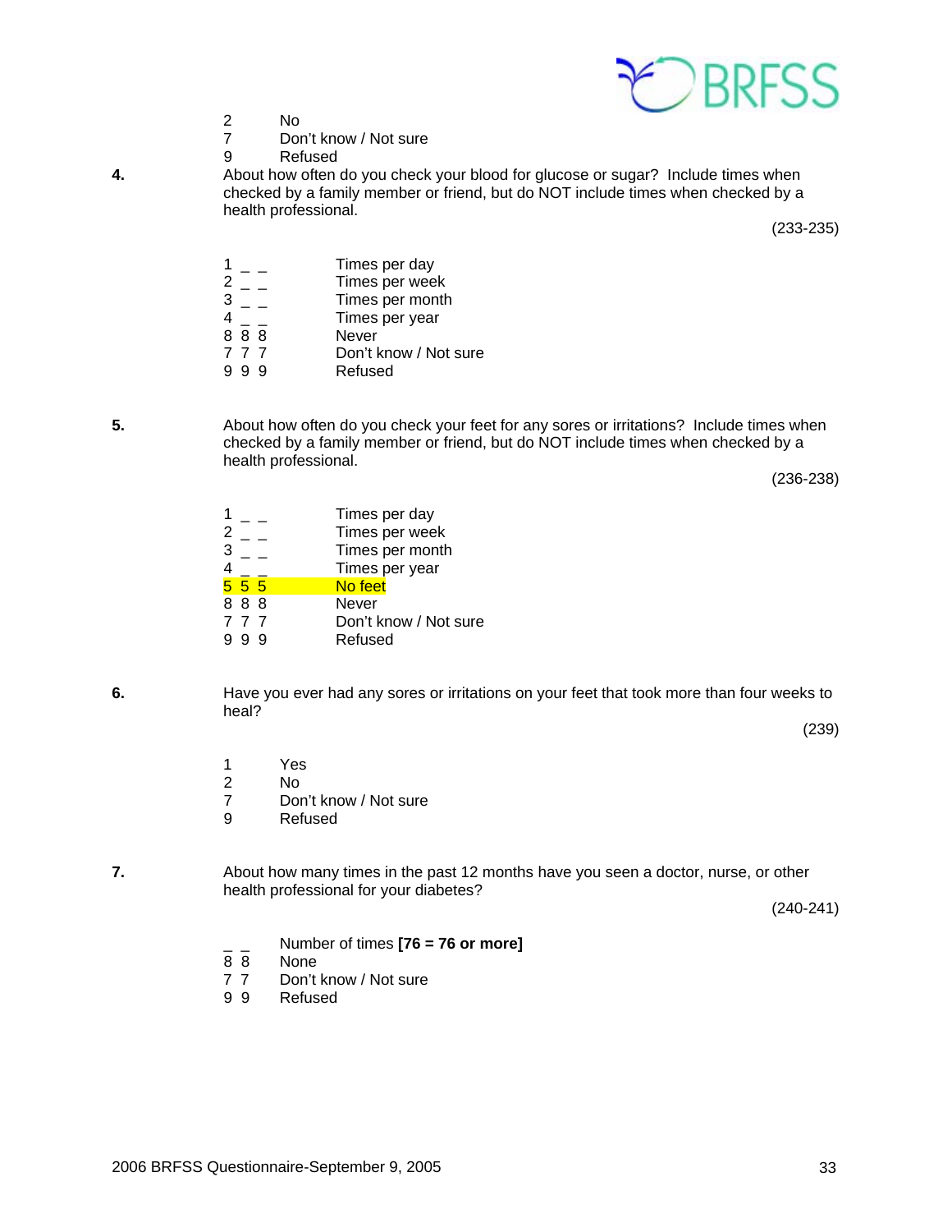2 No
7 Don't know / Not sure
9 Refused

**4.** About how often do you check your blood for glucose or sugar? Include times when checked by a family member or friend, but do NOT include times when checked by a health professional.

(233-235)

1 _ _ Times per day
2 _ _ Times per week
3 _ _ Times per month
4 _ _ Times per year
8 8 8 Never
7 7 7 Don't know / Not sure
9 9 9 Refused

**5.** About how often do you check your feet for any sores or irritations? Include times when checked by a family member or friend, but do NOT include times when checked by a health professional.

(236-238)

1 _ _ Times per day
2 _ _ Times per week
3 _ _ Times per month
4 _ _ Times per year
5 5 5 No feet
8 8 8 Never
7 7 7 Don't know / Not sure
9 9 9 Refused

**6.** Have you ever had any sores or irritations on your feet that took more than four weeks to heal?

(239)

1 Yes
2 No
7 Don't know / Not sure
9 Refused

**7.** About how many times in the past 12 months have you seen a doctor, nurse, or other health professional for your diabetes?

(240-241)

_ _ Number of times **[76 = 76 or more]**
8 8 None
7 7 Don't know / Not sure
9 9 Refused

2006 BRFSS Questionnaire-September 9, 2005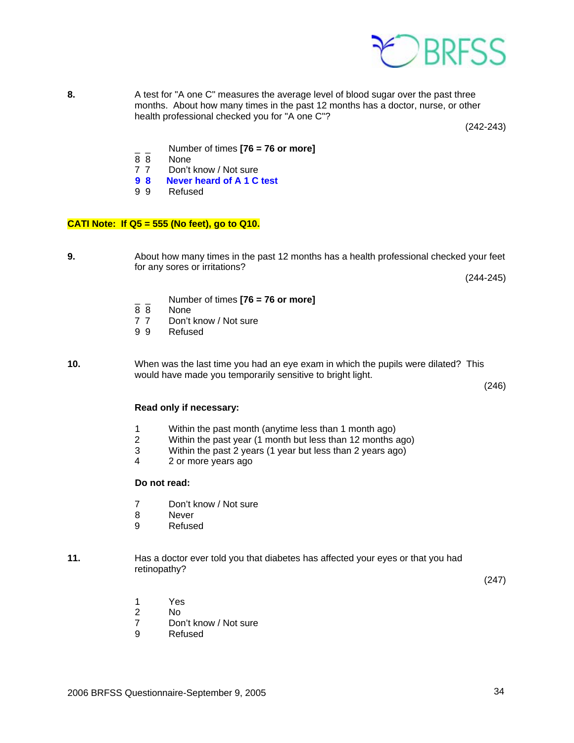**8.** A test for "A one C" measures the average level of blood sugar over the past three months. About how many times in the past 12 months has a doctor, nurse, or other health professional checked you for "A one C"?

(242-243)

_ _ Number of times **[76 = 76 or more]**
8 8 None
7 7 Don't know / Not sure
**9 8 Never heard of A 1 C test**
9 9 Refused

**CATI Note: If Q5 = 555 (No feet), go to Q10.**

**9.** About how many times in the past 12 months has a health professional checked your feet for any sores or irritations?

(244-245)

_ _ Number of times **[76 = 76 or more]**
8 8 None
7 7 Don't know / Not sure
9 9 Refused

**10.** When was the last time you had an eye exam in which the pupils were dilated? This would have made you temporarily sensitive to bright light.

(246)

**Read only if necessary:**

1 Within the past month (anytime less than 1 month ago)
2 Within the past year (1 month but less than 12 months ago)
3 Within the past 2 years (1 year but less than 2 years ago)
4 2 or more years ago

**Do not read:**

7 Don't know / Not sure
8 Never
9 Refused

**11.** Has a doctor ever told you that diabetes has affected your eyes or that you had retinopathy?

(247)

1 Yes
2 No
7 Don't know / Not sure
9 Refused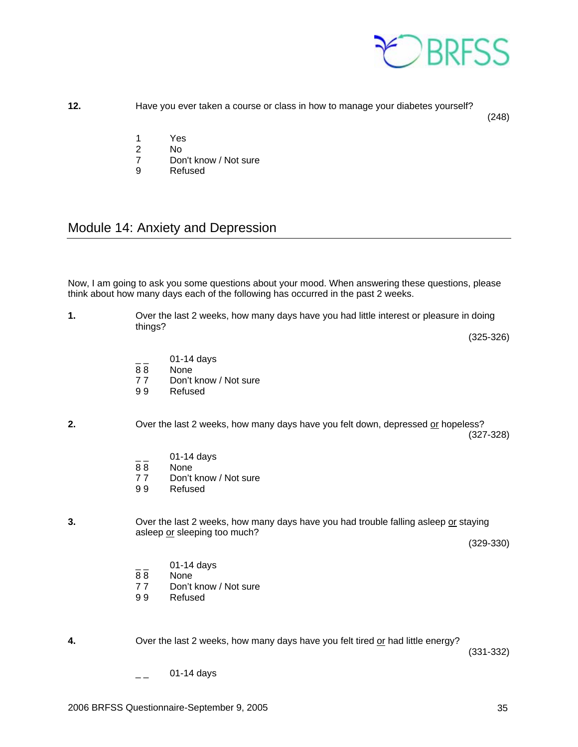**12.** Have you ever taken a course or class in how to manage your diabetes yourself?

(248)

1 Yes
2 No
7 Don't know / Not sure
9 Refused

## Module 14: Anxiety and Depression

Now, I am going to ask you some questions about your mood. When answering these questions, please think about how many days each of the following has occurred in the past 2 weeks.

**1.** Over the last 2 weeks, how many days have you had little interest or pleasure in doing things?

(325-326)

_ _ 01-14 days
8 8 None
7 7 Don't know / Not sure
9 9 Refused

**2.** Over the last 2 weeks, how many days have you felt down, depressed <u>or</u> hopeless?

(327-328)

_ _ 01-14 days
8 8 None
7 7 Don't know / Not sure
9 9 Refused

**3.** Over the last 2 weeks, how many days have you had trouble falling asleep <u>or</u> staying asleep <u>or</u> sleeping too much?

(329-330)

_ _ 01-14 days
8 8 None
7 7 Don't know / Not sure
9 9 Refused

**4.** Over the last 2 weeks, how many days have you felt tired <u>or</u> had little energy?

(331-332)

_ _ 01-14 days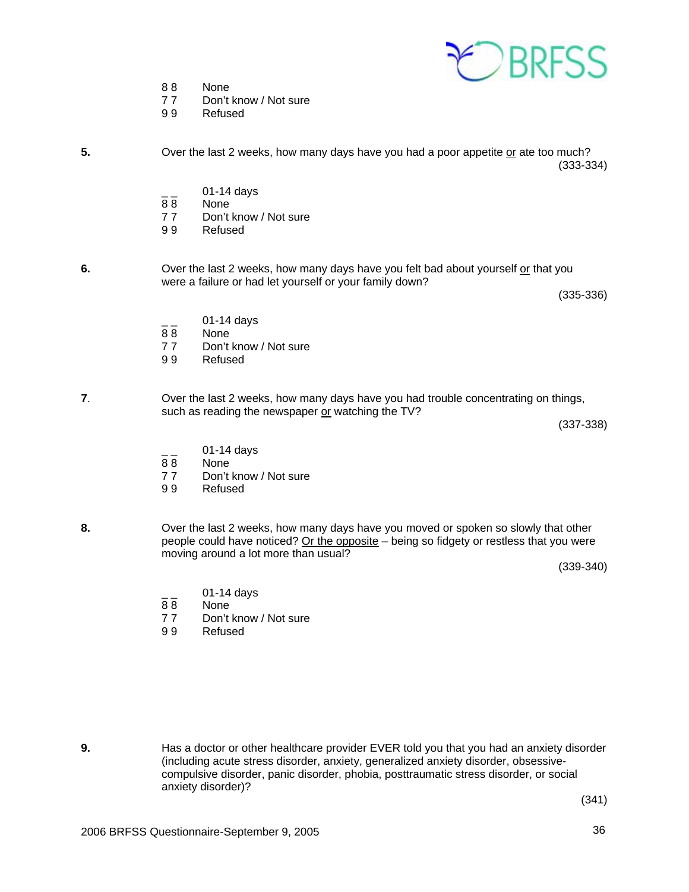8 8 None
7 7 Don't know / Not sure
9 9 Refused

**5.** Over the last 2 weeks, how many days have you had a poor appetite <u>or</u> ate too much?

(333-334)

_ _ 01-14 days
8 8 None
7 7 Don't know / Not sure
9 9 Refused

**6.** Over the last 2 weeks, how many days have you felt bad about yourself <u>or</u> that you were a failure or had let yourself or your family down?

(335-336)

_ _ 01-14 days
8 8 None
7 7 Don't know / Not sure
9 9 Refused

**7.** Over the last 2 weeks, how many days have you had trouble concentrating on things, such as reading the newspaper <u>or</u> watching the TV?

(337-338)

_ _ 01-14 days
8 8 None
7 7 Don't know / Not sure
9 9 Refused

**8.** Over the last 2 weeks, how many days have you moved or spoken so slowly that other people could have noticed? <u>Or the opposite</u> – being so fidgety or restless that you were moving around a lot more than usual?

(339-340)

_ _ 01-14 days
8 8 None
7 7 Don't know / Not sure
9 9 Refused

**9.** Has a doctor or other healthcare provider EVER told you that you had an anxiety disorder (including acute stress disorder, anxiety, generalized anxiety disorder, obsessive-compulsive disorder, panic disorder, phobia, posttraumatic stress disorder, or social anxiety disorder)?

(341)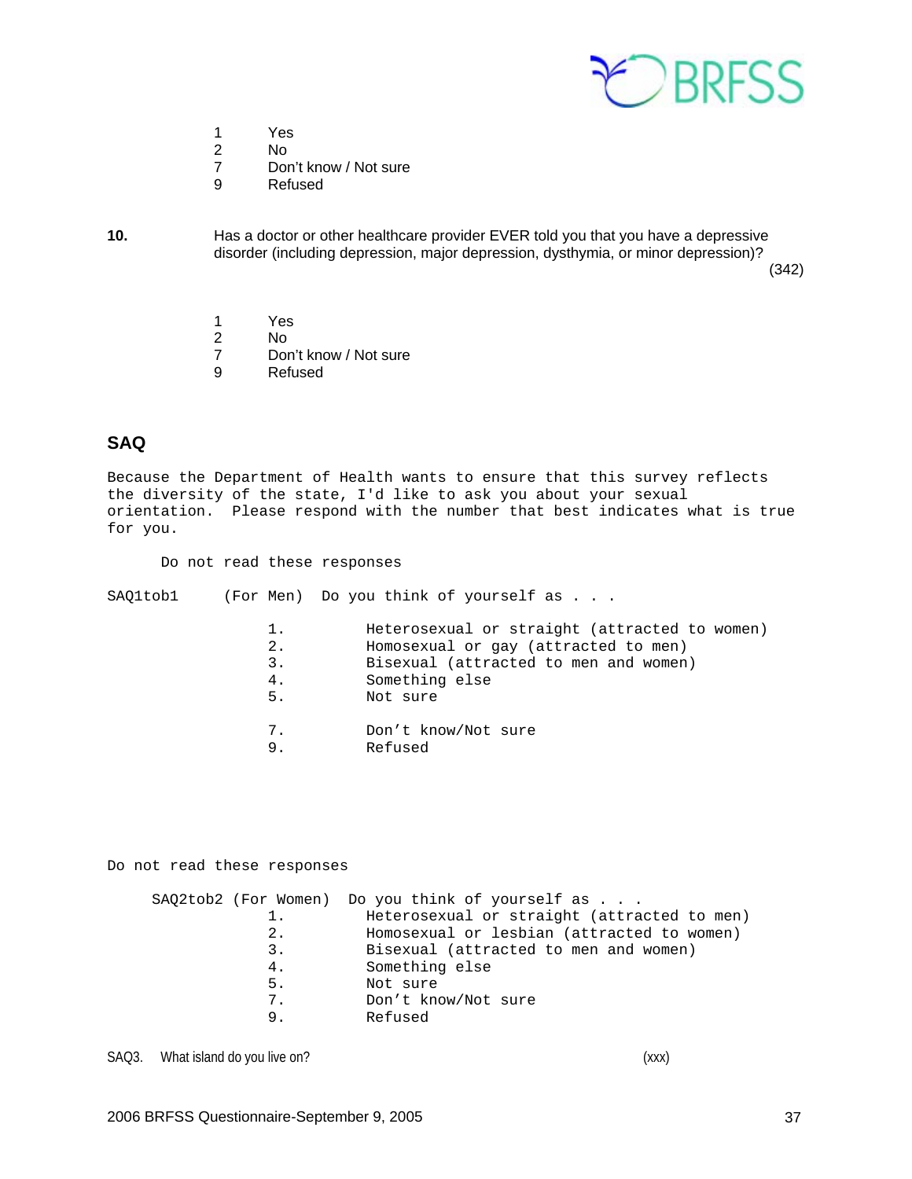1 Yes
2 No
7 Don't know / Not sure
9 Refused

**10.** Has a doctor or other healthcare provider EVER told you that you have a depressive disorder (including depression, major depression, dysthymia, or minor depression)? (342)

1 Yes
2 No
7 Don't know / Not sure
9 Refused

## SAQ

Because the Department of Health wants to ensure that this survey reflects the diversity of the state, I'd like to ask you about your sexual orientation. Please respond with the number that best indicates what is true for you.

Do not read these responses

SAQ1tob1 (For Men) Do you think of yourself as . . .

1. Heterosexual or straight (attracted to women)
2. Homosexual or gay (attracted to men)
3. Bisexual (attracted to men and women)
4. Something else
5. Not sure

7. Don't know/Not sure
9. Refused

Do not read these responses

SAQ2tob2 (For Women) Do you think of yourself as . . .

1. Heterosexual or straight (attracted to men)
2. Homosexual or lesbian (attracted to women)
3. Bisexual (attracted to men and women)
4. Something else
5. Not sure
7. Don't know/Not sure
9. Refused

SAQ3. What island do you live on? (xxx)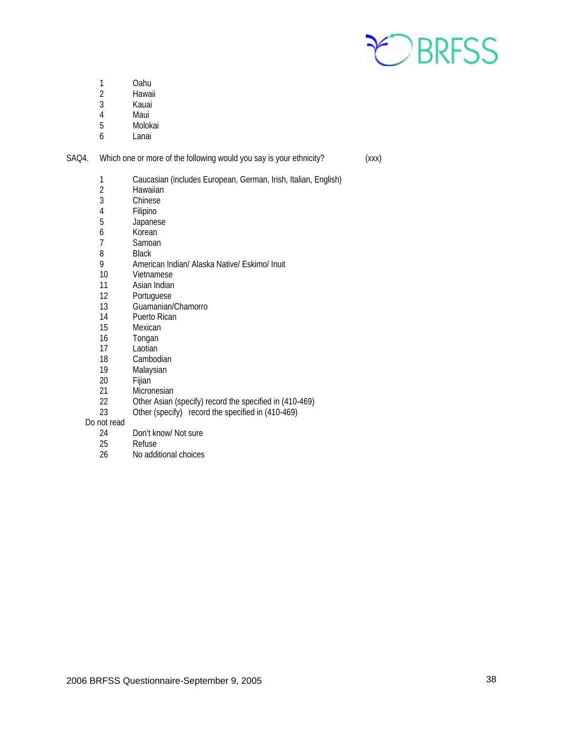1 Oahu
2 Hawaii
3 Kauai
4 Maui
5 Molokai
6 Lanai

SAQ4. Which one or more of the following would you say is your ethnicity? (xxx)

1 Caucasian (includes European, German, Irish, Italian, English)
2 Hawaiian
3 Chinese
4 Filipino
5 Japanese
6 Korean
7 Samoan
8 Black
9 American Indian/ Alaska Native/ Eskimo/ Inuit
10 Vietnamese
11 Asian Indian
12 Portuguese
13 Guamanian/Chamorro
14 Puerto Rican
15 Mexican
16 Tongan
17 Laotian
18 Cambodian
19 Malaysian
20 Fijian
21 Micronesian
22 Other Asian (specify) record the specified in (410-469)
23 Other (specify) record the specified in (410-469)

Do not read

24 Don't know/ Not sure
25 Refuse
26 No additional choices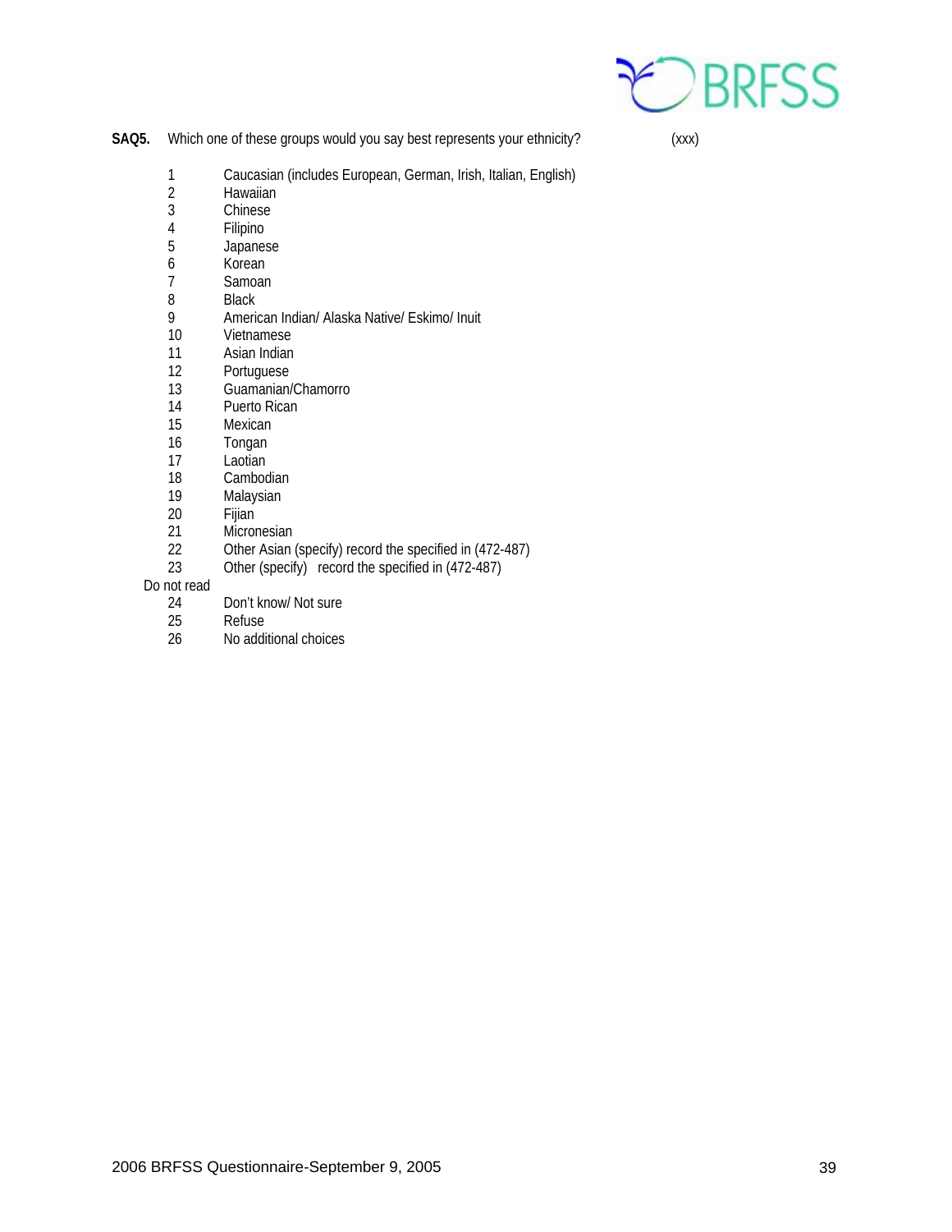**SAQ5.** Which one of these groups would you say best represents your ethnicity? (xxx)

1 Caucasian (includes European, German, Irish, Italian, English)
2 Hawaiian
3 Chinese
4 Filipino
5 Japanese
6 Korean
7 Samoan
8 Black
9 American Indian/ Alaska Native/ Eskimo/ Inuit
10 Vietnamese
11 Asian Indian
12 Portuguese
13 Guamanian/Chamorro
14 Puerto Rican
15 Mexican
16 Tongan
17 Laotian
18 Cambodian
19 Malaysian
20 Fijian
21 Micronesian
22 Other Asian (specify) record the specified in (472-487)
23 Other (specify) record the specified in (472-487)

Do not read

24 Don't know/ Not sure
25 Refuse
26 No additional choices